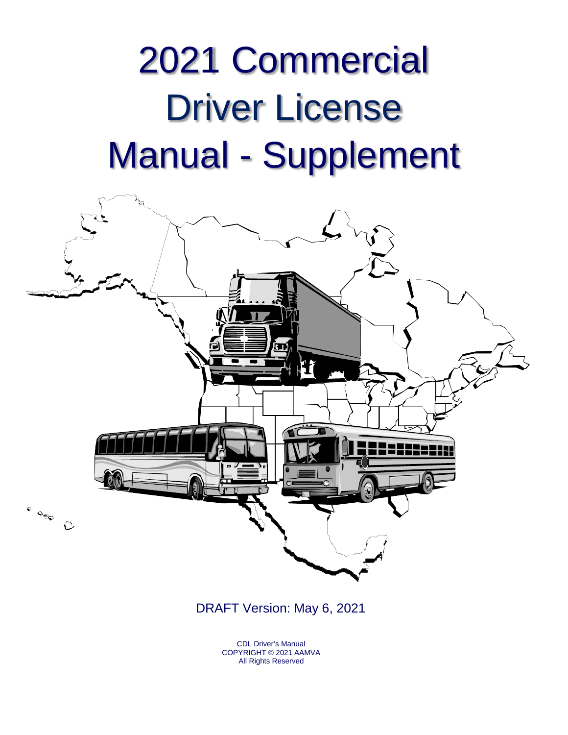# 2021 Commercial Driver License Manual - Supplement

DRAFT Version: May 6, 2021

CDL Driver's Manual
COPYRIGHT © 2021 AAMVA
All Rights Reserved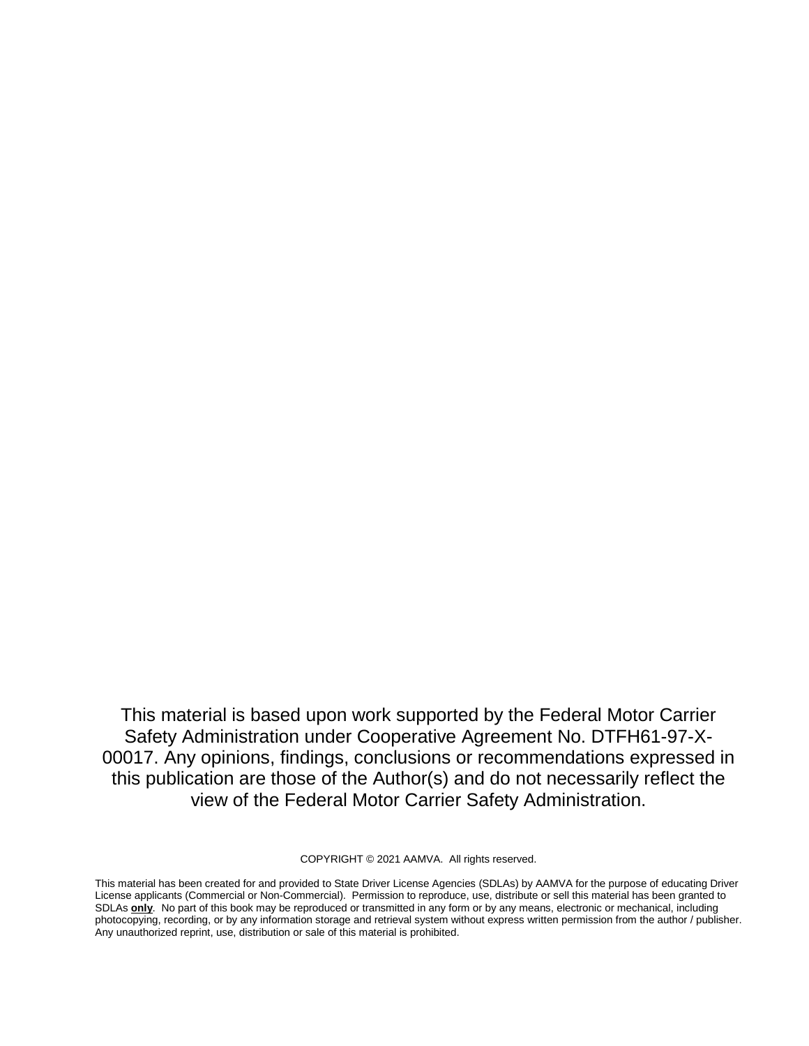This material is based upon work supported by the Federal Motor Carrier Safety Administration under Cooperative Agreement No. DTFH61-97-X-00017. Any opinions, findings, conclusions or recommendations expressed in this publication are those of the Author(s) and do not necessarily reflect the view of the Federal Motor Carrier Safety Administration.

COPYRIGHT © 2021 AAMVA. All rights reserved.

This material has been created for and provided to State Driver License Agencies (SDLAs) by AAMVA for the purpose of educating Driver License applicants (Commercial or Non-Commercial). Permission to reproduce, use, distribute or sell this material has been granted to SDLAs **only**. No part of this book may be reproduced or transmitted in any form or by any means, electronic or mechanical, including photocopying, recording, or by any information storage and retrieval system without express written permission from the author / publisher. Any unauthorized reprint, use, distribution or sale of this material is prohibited.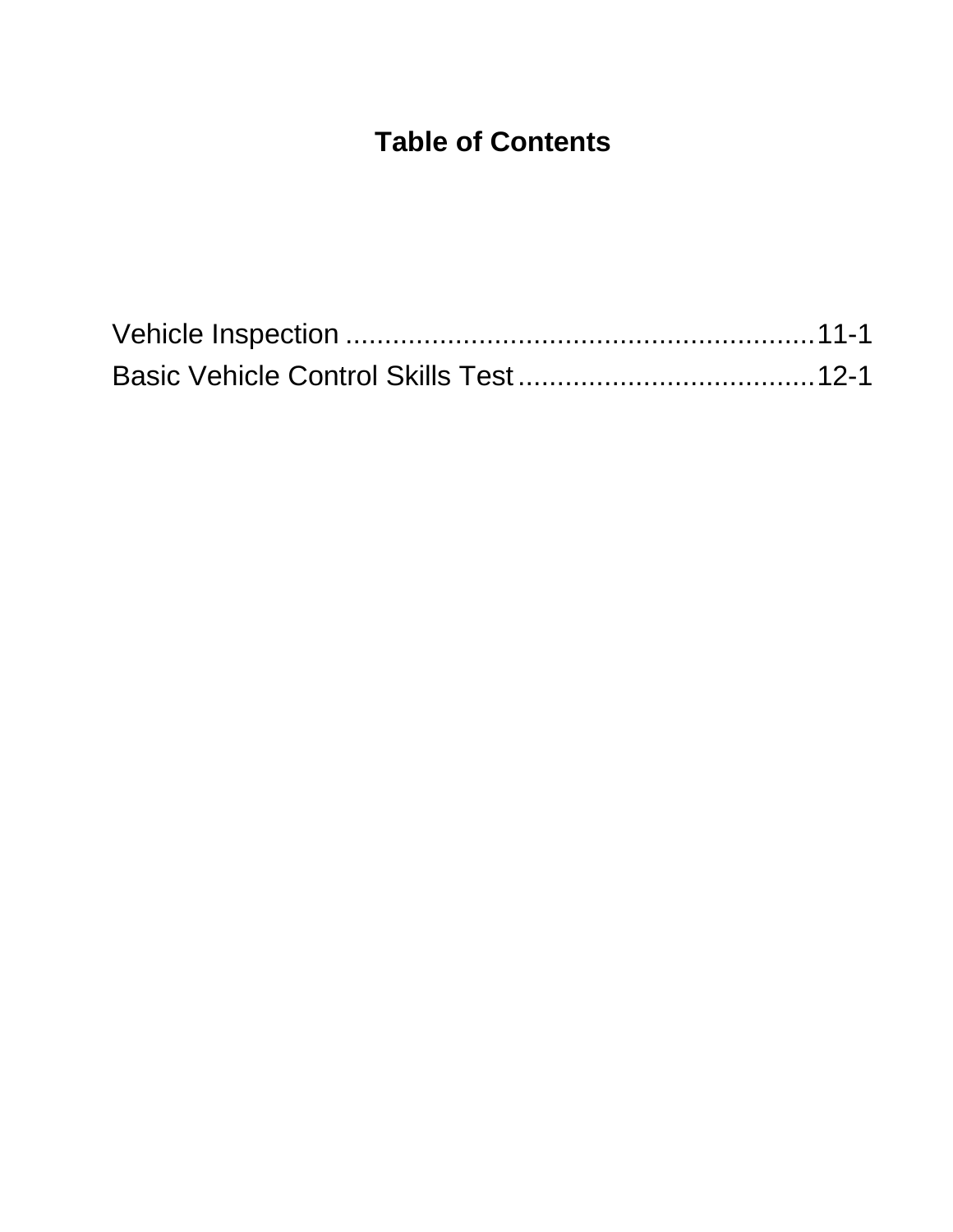# Table of Contents

Vehicle Inspection ............................................................11-1
Basic Vehicle Control Skills Test......................................12-1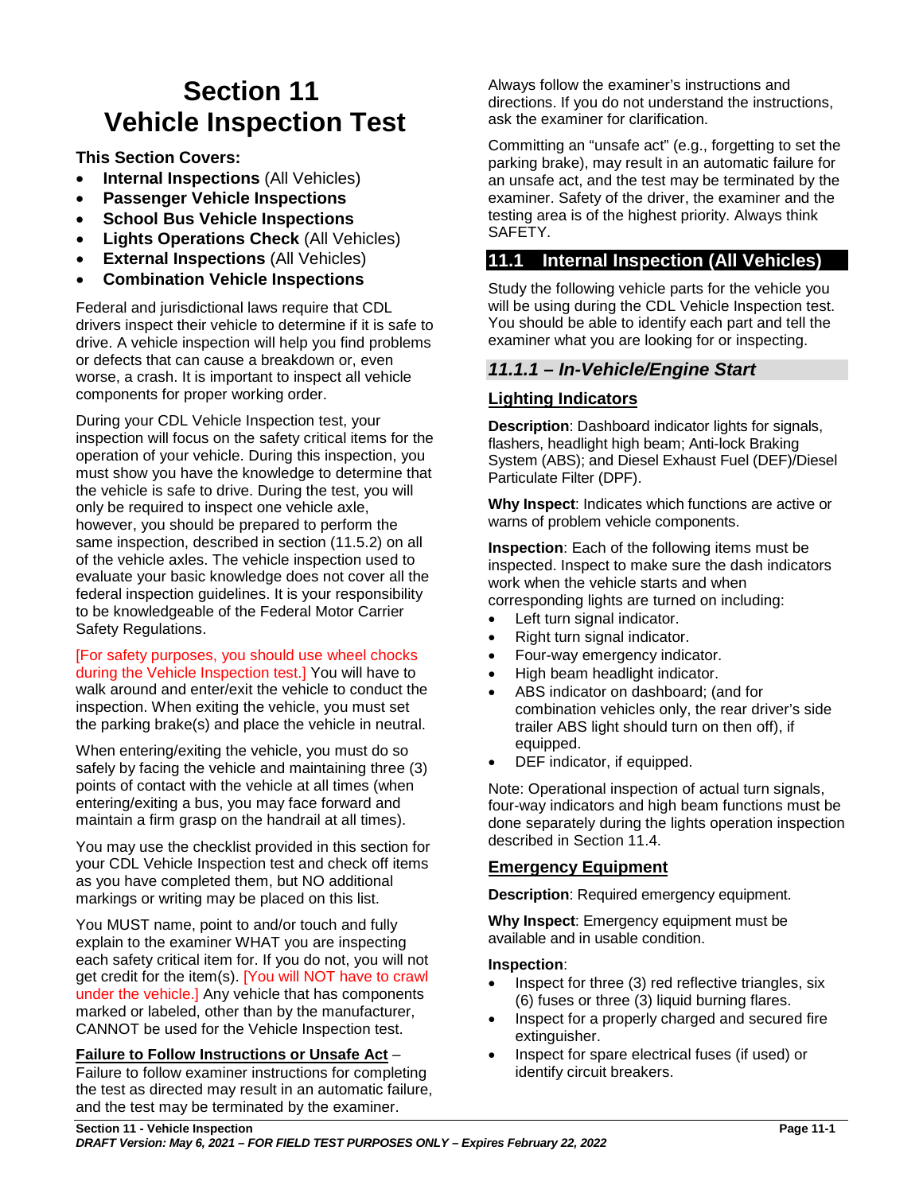# Section 11 Vehicle Inspection Test

**This Section Covers:**

- **Internal Inspections** (All Vehicles)
- **Passenger Vehicle Inspections**
- **School Bus Vehicle Inspections**
- **Lights Operations Check** (All Vehicles)
- **External Inspections** (All Vehicles)
- **Combination Vehicle Inspections**

Federal and jurisdictional laws require that CDL drivers inspect their vehicle to determine if it is safe to drive. A vehicle inspection will help you find problems or defects that can cause a breakdown or, even worse, a crash. It is important to inspect all vehicle components for proper working order.

During your CDL Vehicle Inspection test, your inspection will focus on the safety critical items for the operation of your vehicle. During this inspection, you must show you have the knowledge to determine that the vehicle is safe to drive. During the test, you will only be required to inspect one vehicle axle, however, you should be prepared to perform the same inspection, described in section (11.5.2) on all of the vehicle axles. The vehicle inspection used to evaluate your basic knowledge does not cover all the federal inspection guidelines. It is your responsibility to be knowledgeable of the Federal Motor Carrier Safety Regulations.

[For safety purposes, you should use wheel chocks during the Vehicle Inspection test.] You will have to walk around and enter/exit the vehicle to conduct the inspection. When exiting the vehicle, you must set the parking brake(s) and place the vehicle in neutral.

When entering/exiting the vehicle, you must do so safely by facing the vehicle and maintaining three (3) points of contact with the vehicle at all times (when entering/exiting a bus, you may face forward and maintain a firm grasp on the handrail at all times).

You may use the checklist provided in this section for your CDL Vehicle Inspection test and check off items as you have completed them, but NO additional markings or writing may be placed on this list.

You MUST name, point to and/or touch and fully explain to the examiner WHAT you are inspecting each safety critical item for. If you do not, you will not get credit for the item(s). [You will NOT have to crawl under the vehicle.] Any vehicle that has components marked or labeled, other than by the manufacturer, CANNOT be used for the Vehicle Inspection test.

**Failure to Follow Instructions or Unsafe Act** – Failure to follow examiner instructions for completing the test as directed may result in an automatic failure, and the test may be terminated by the examiner.

Always follow the examiner's instructions and directions. If you do not understand the instructions, ask the examiner for clarification.

Committing an "unsafe act" (e.g., forgetting to set the parking brake), may result in an automatic failure for an unsafe act, and the test may be terminated by the examiner. Safety of the driver, the examiner and the testing area is of the highest priority. Always think SAFETY.

## 11.1 Internal Inspection (All Vehicles)

Study the following vehicle parts for the vehicle you will be using during the CDL Vehicle Inspection test. You should be able to identify each part and tell the examiner what you are looking for or inspecting.

### *11.1.1 – In-Vehicle/Engine Start*

#### Lighting Indicators

**Description**: Dashboard indicator lights for signals, flashers, headlight high beam; Anti-lock Braking System (ABS); and Diesel Exhaust Fuel (DEF)/Diesel Particulate Filter (DPF).

**Why Inspect**: Indicates which functions are active or warns of problem vehicle components.

**Inspection**: Each of the following items must be inspected. Inspect to make sure the dash indicators work when the vehicle starts and when corresponding lights are turned on including:

- Left turn signal indicator.
- Right turn signal indicator.
- Four-way emergency indicator.
- High beam headlight indicator.
- ABS indicator on dashboard; (and for combination vehicles only, the rear driver's side trailer ABS light should turn on then off), if equipped.
- DEF indicator, if equipped.

Note: Operational inspection of actual turn signals, four-way indicators and high beam functions must be done separately during the lights operation inspection described in Section 11.4.

#### Emergency Equipment

**Description**: Required emergency equipment.

**Why Inspect**: Emergency equipment must be available and in usable condition.

**Inspection**:

- Inspect for three (3) red reflective triangles, six (6) fuses or three (3) liquid burning flares.
- Inspect for a properly charged and secured fire extinguisher.
- Inspect for spare electrical fuses (if used) or identify circuit breakers.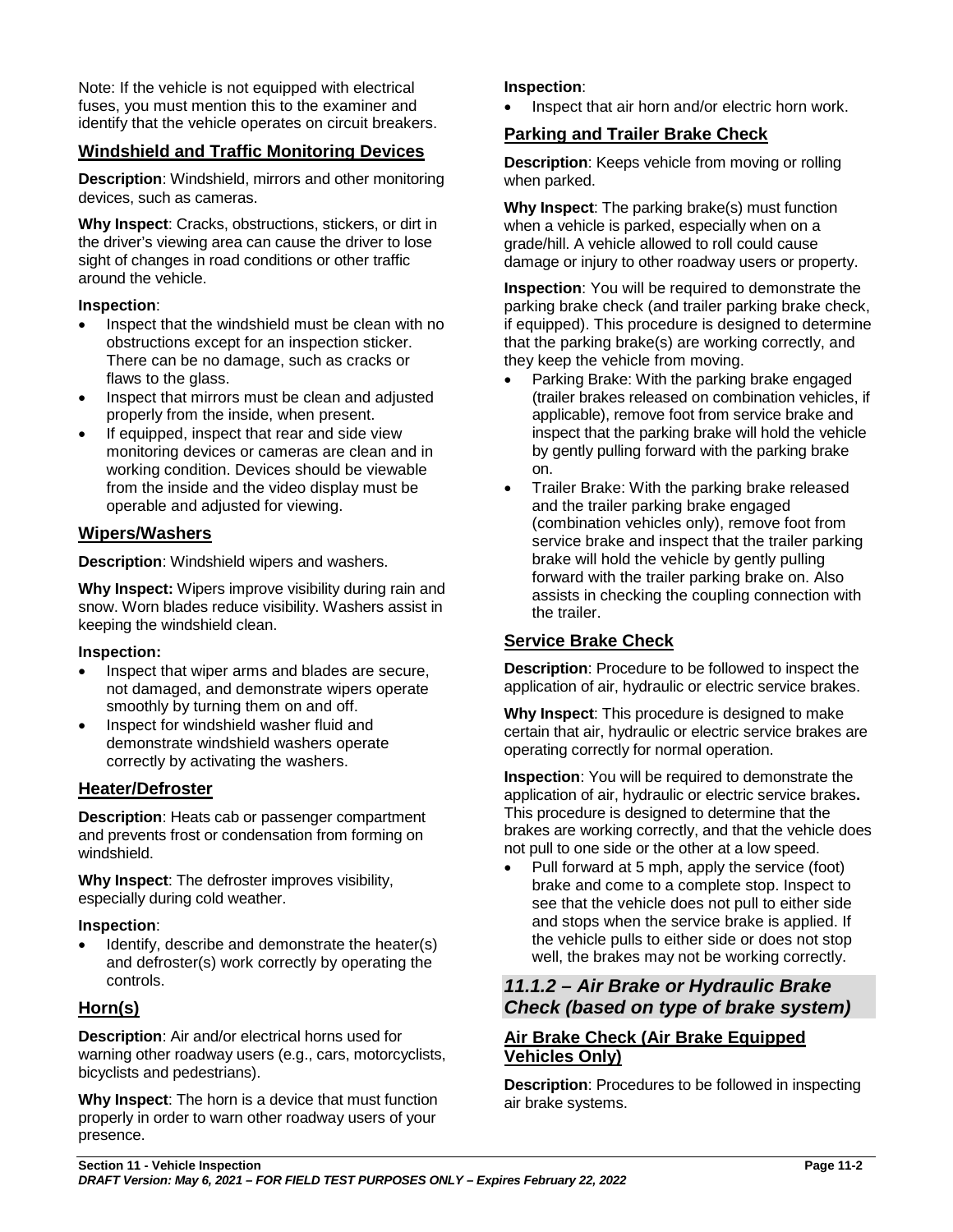Note: If the vehicle is not equipped with electrical fuses, you must mention this to the examiner and identify that the vehicle operates on circuit breakers.

## Windshield and Traffic Monitoring Devices

**Description**: Windshield, mirrors and other monitoring devices, such as cameras.

**Why Inspect**: Cracks, obstructions, stickers, or dirt in the driver's viewing area can cause the driver to lose sight of changes in road conditions or other traffic around the vehicle.

**Inspection**:

- Inspect that the windshield must be clean with no obstructions except for an inspection sticker. There can be no damage, such as cracks or flaws to the glass.
- Inspect that mirrors must be clean and adjusted properly from the inside, when present.
- If equipped, inspect that rear and side view monitoring devices or cameras are clean and in working condition. Devices should be viewable from the inside and the video display must be operable and adjusted for viewing.

## Wipers/Washers

**Description**: Windshield wipers and washers.

**Why Inspect:** Wipers improve visibility during rain and snow. Worn blades reduce visibility. Washers assist in keeping the windshield clean.

**Inspection:**

- Inspect that wiper arms and blades are secure, not damaged, and demonstrate wipers operate smoothly by turning them on and off.
- Inspect for windshield washer fluid and demonstrate windshield washers operate correctly by activating the washers.

## Heater/Defroster

**Description**: Heats cab or passenger compartment and prevents frost or condensation from forming on windshield.

**Why Inspect**: The defroster improves visibility, especially during cold weather.

**Inspection**:

- Identify, describe and demonstrate the heater(s) and defroster(s) work correctly by operating the controls.

## Horn(s)

**Description**: Air and/or electrical horns used for warning other roadway users (e.g., cars, motorcyclists, bicyclists and pedestrians).

**Why Inspect**: The horn is a device that must function properly in order to warn other roadway users of your presence.

**Inspection**:

- Inspect that air horn and/or electric horn work.

## Parking and Trailer Brake Check

**Description**: Keeps vehicle from moving or rolling when parked.

**Why Inspect**: The parking brake(s) must function when a vehicle is parked, especially when on a grade/hill. A vehicle allowed to roll could cause damage or injury to other roadway users or property.

**Inspection**: You will be required to demonstrate the parking brake check (and trailer parking brake check, if equipped). This procedure is designed to determine that the parking brake(s) are working correctly, and they keep the vehicle from moving.

- Parking Brake: With the parking brake engaged (trailer brakes released on combination vehicles, if applicable), remove foot from service brake and inspect that the parking brake will hold the vehicle by gently pulling forward with the parking brake on.
- Trailer Brake: With the parking brake released and the trailer parking brake engaged (combination vehicles only), remove foot from service brake and inspect that the trailer parking brake will hold the vehicle by gently pulling forward with the trailer parking brake on. Also assists in checking the coupling connection with the trailer.

## Service Brake Check

**Description**: Procedure to be followed to inspect the application of air, hydraulic or electric service brakes.

**Why Inspect**: This procedure is designed to make certain that air, hydraulic or electric service brakes are operating correctly for normal operation.

**Inspection**: You will be required to demonstrate the application of air, hydraulic or electric service brakes**.** This procedure is designed to determine that the brakes are working correctly, and that the vehicle does not pull to one side or the other at a low speed.

- Pull forward at 5 mph, apply the service (foot) brake and come to a complete stop. Inspect to see that the vehicle does not pull to either side and stops when the service brake is applied. If the vehicle pulls to either side or does not stop well, the brakes may not be working correctly.

# *11.1.2 – Air Brake or Hydraulic Brake Check (based on type of brake system)*

## Air Brake Check (Air Brake Equipped Vehicles Only)

**Description**: Procedures to be followed in inspecting air brake systems.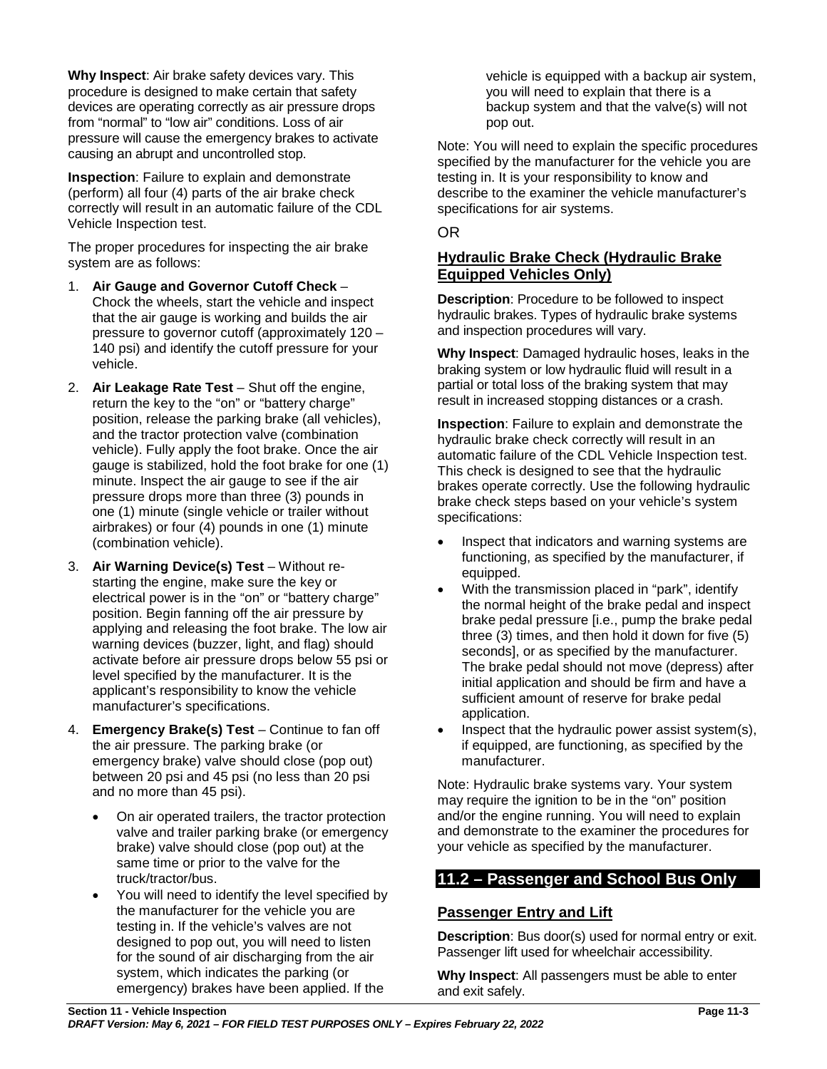**Why Inspect**: Air brake safety devices vary. This procedure is designed to make certain that safety devices are operating correctly as air pressure drops from "normal" to "low air" conditions. Loss of air pressure will cause the emergency brakes to activate causing an abrupt and uncontrolled stop.

**Inspection**: Failure to explain and demonstrate (perform) all four (4) parts of the air brake check correctly will result in an automatic failure of the CDL Vehicle Inspection test.

The proper procedures for inspecting the air brake system are as follows:

1. **Air Gauge and Governor Cutoff Check** – Chock the wheels, start the vehicle and inspect that the air gauge is working and builds the air pressure to governor cutoff (approximately 120 – 140 psi) and identify the cutoff pressure for your vehicle.
2. **Air Leakage Rate Test** – Shut off the engine, return the key to the "on" or "battery charge" position, release the parking brake (all vehicles), and the tractor protection valve (combination vehicle). Fully apply the foot brake. Once the air gauge is stabilized, hold the foot brake for one (1) minute. Inspect the air gauge to see if the air pressure drops more than three (3) pounds in one (1) minute (single vehicle or trailer without airbrakes) or four (4) pounds in one (1) minute (combination vehicle).
3. **Air Warning Device(s) Test** – Without re-starting the engine, make sure the key or electrical power is in the "on" or "battery charge" position. Begin fanning off the air pressure by applying and releasing the foot brake. The low air warning devices (buzzer, light, and flag) should activate before air pressure drops below 55 psi or level specified by the manufacturer. It is the applicant's responsibility to know the vehicle manufacturer's specifications.
4. **Emergency Brake(s) Test** – Continue to fan off the air pressure. The parking brake (or emergency brake) valve should close (pop out) between 20 psi and 45 psi (no less than 20 psi and no more than 45 psi).
   - On air operated trailers, the tractor protection valve and trailer parking brake (or emergency brake) valve should close (pop out) at the same time or prior to the valve for the truck/tractor/bus.
   - You will need to identify the level specified by the manufacturer for the vehicle you are testing in. If the vehicle's valves are not designed to pop out, you will need to listen for the sound of air discharging from the air system, which indicates the parking (or emergency) brakes have been applied. If the vehicle is equipped with a backup air system, you will need to explain that there is a backup system and that the valve(s) will not pop out.

Note: You will need to explain the specific procedures specified by the manufacturer for the vehicle you are testing in. It is your responsibility to know and describe to the examiner the vehicle manufacturer's specifications for air systems.

OR

### Hydraulic Brake Check (Hydraulic Brake Equipped Vehicles Only)

**Description**: Procedure to be followed to inspect hydraulic brakes. Types of hydraulic brake systems and inspection procedures will vary.

**Why Inspect**: Damaged hydraulic hoses, leaks in the braking system or low hydraulic fluid will result in a partial or total loss of the braking system that may result in increased stopping distances or a crash.

**Inspection**: Failure to explain and demonstrate the hydraulic brake check correctly will result in an automatic failure of the CDL Vehicle Inspection test. This check is designed to see that the hydraulic brakes operate correctly. Use the following hydraulic brake check steps based on your vehicle's system specifications:

- Inspect that indicators and warning systems are functioning, as specified by the manufacturer, if equipped.
- With the transmission placed in "park", identify the normal height of the brake pedal and inspect brake pedal pressure [i.e., pump the brake pedal three (3) times, and then hold it down for five (5) seconds], or as specified by the manufacturer. The brake pedal should not move (depress) after initial application and should be firm and have a sufficient amount of reserve for brake pedal application.
- Inspect that the hydraulic power assist system(s), if equipped, are functioning, as specified by the manufacturer.

Note: Hydraulic brake systems vary. Your system may require the ignition to be in the "on" position and/or the engine running. You will need to explain and demonstrate to the examiner the procedures for your vehicle as specified by the manufacturer.

## 11.2 – Passenger and School Bus Only

### Passenger Entry and Lift

**Description**: Bus door(s) used for normal entry or exit. Passenger lift used for wheelchair accessibility.

**Why Inspect**: All passengers must be able to enter and exit safely.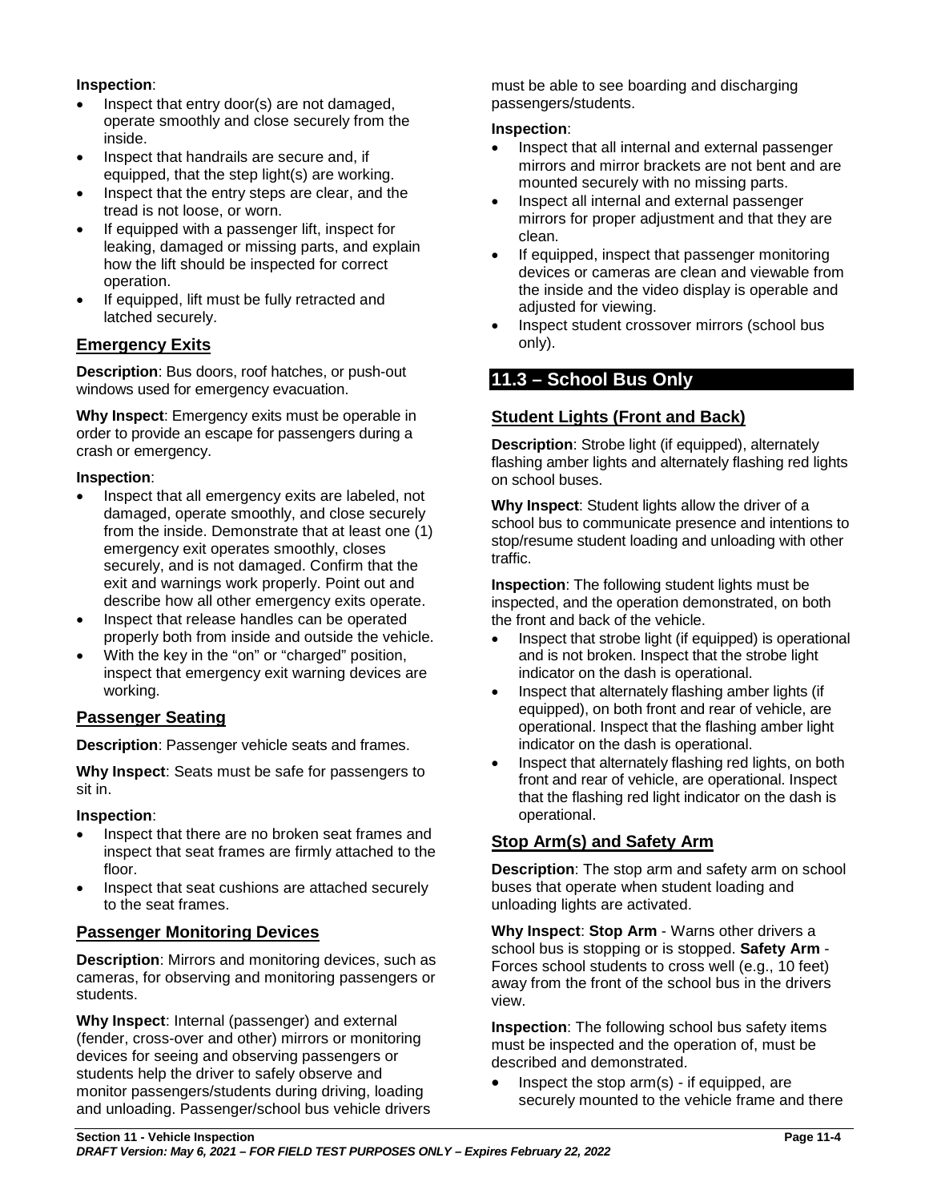**Inspection**:

- Inspect that entry door(s) are not damaged, operate smoothly and close securely from the inside.
- Inspect that handrails are secure and, if equipped, that the step light(s) are working.
- Inspect that the entry steps are clear, and the tread is not loose, or worn.
- If equipped with a passenger lift, inspect for leaking, damaged or missing parts, and explain how the lift should be inspected for correct operation.
- If equipped, lift must be fully retracted and latched securely.

### Emergency Exits

**Description**: Bus doors, roof hatches, or push-out windows used for emergency evacuation.

**Why Inspect**: Emergency exits must be operable in order to provide an escape for passengers during a crash or emergency.

**Inspection**:

- Inspect that all emergency exits are labeled, not damaged, operate smoothly, and close securely from the inside. Demonstrate that at least one (1) emergency exit operates smoothly, closes securely, and is not damaged. Confirm that the exit and warnings work properly. Point out and describe how all other emergency exits operate.
- Inspect that release handles can be operated properly both from inside and outside the vehicle.
- With the key in the "on" or "charged" position, inspect that emergency exit warning devices are working.

### Passenger Seating

**Description**: Passenger vehicle seats and frames.

**Why Inspect**: Seats must be safe for passengers to sit in.

**Inspection**:

- Inspect that there are no broken seat frames and inspect that seat frames are firmly attached to the floor.
- Inspect that seat cushions are attached securely to the seat frames.

### Passenger Monitoring Devices

**Description**: Mirrors and monitoring devices, such as cameras, for observing and monitoring passengers or students.

**Why Inspect**: Internal (passenger) and external (fender, cross-over and other) mirrors or monitoring devices for seeing and observing passengers or students help the driver to safely observe and monitor passengers/students during driving, loading and unloading. Passenger/school bus vehicle drivers must be able to see boarding and discharging passengers/students.

**Inspection**:

- Inspect that all internal and external passenger mirrors and mirror brackets are not bent and are mounted securely with no missing parts.
- Inspect all internal and external passenger mirrors for proper adjustment and that they are clean.
- If equipped, inspect that passenger monitoring devices or cameras are clean and viewable from the inside and the video display is operable and adjusted for viewing.
- Inspect student crossover mirrors (school bus only).

## 11.3 – School Bus Only

### Student Lights (Front and Back)

**Description**: Strobe light (if equipped), alternately flashing amber lights and alternately flashing red lights on school buses.

**Why Inspect**: Student lights allow the driver of a school bus to communicate presence and intentions to stop/resume student loading and unloading with other traffic.

**Inspection**: The following student lights must be inspected, and the operation demonstrated, on both the front and back of the vehicle.

- Inspect that strobe light (if equipped) is operational and is not broken. Inspect that the strobe light indicator on the dash is operational.
- Inspect that alternately flashing amber lights (if equipped), on both front and rear of vehicle, are operational. Inspect that the flashing amber light indicator on the dash is operational.
- Inspect that alternately flashing red lights, on both front and rear of vehicle, are operational. Inspect that the flashing red light indicator on the dash is operational.

### Stop Arm(s) and Safety Arm

**Description**: The stop arm and safety arm on school buses that operate when student loading and unloading lights are activated.

**Why Inspect**: **Stop Arm** - Warns other drivers a school bus is stopping or is stopped. **Safety Arm** - Forces school students to cross well (e.g., 10 feet) away from the front of the school bus in the drivers view.

**Inspection**: The following school bus safety items must be inspected and the operation of, must be described and demonstrated.

- Inspect the stop arm(s) - if equipped, are securely mounted to the vehicle frame and there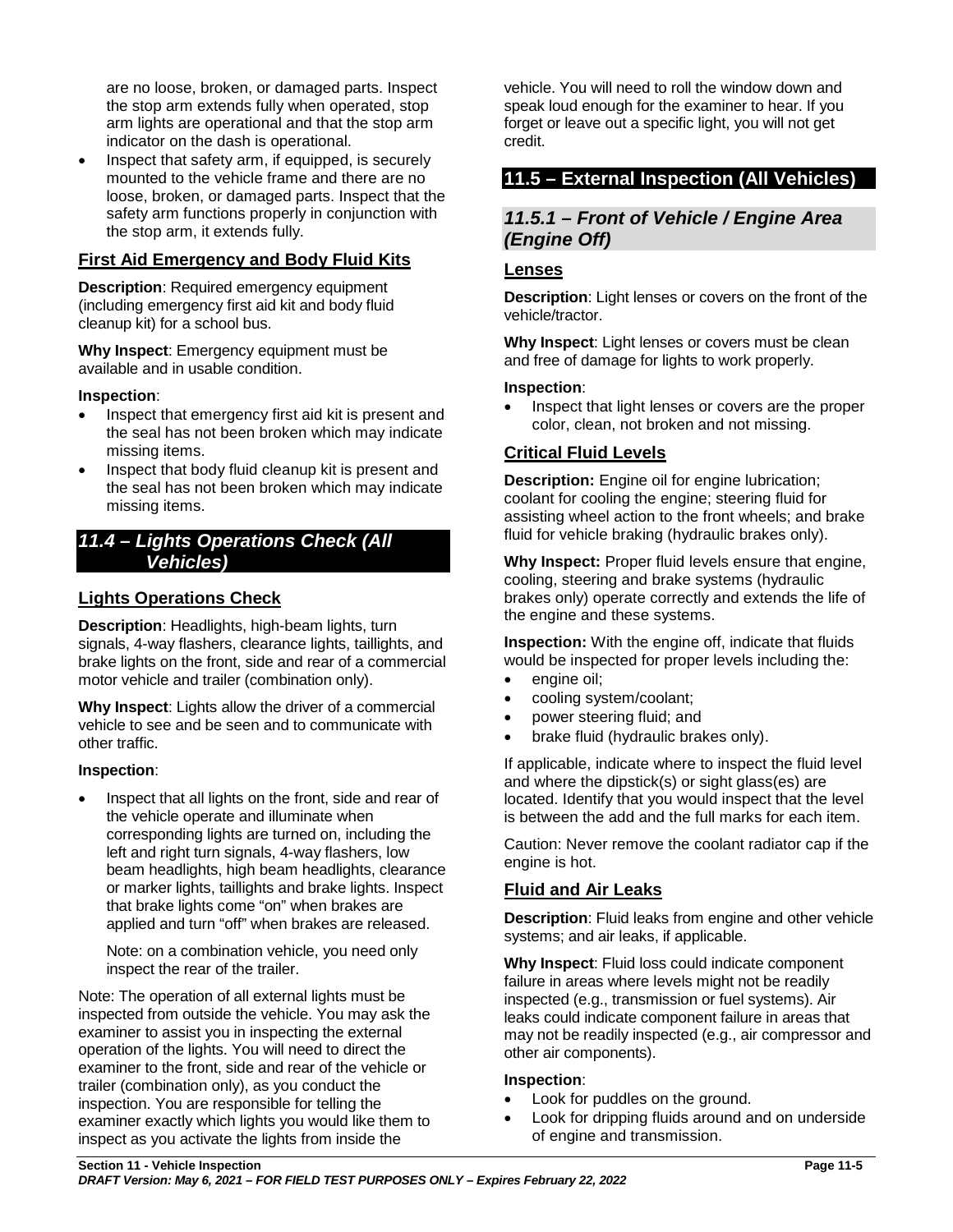are no loose, broken, or damaged parts. Inspect the stop arm extends fully when operated, stop arm lights are operational and that the stop arm indicator on the dash is operational.

- Inspect that safety arm, if equipped, is securely mounted to the vehicle frame and there are no loose, broken, or damaged parts. Inspect that the safety arm functions properly in conjunction with the stop arm, it extends fully.

### First Aid Emergency and Body Fluid Kits

**Description**: Required emergency equipment (including emergency first aid kit and body fluid cleanup kit) for a school bus.

**Why Inspect**: Emergency equipment must be available and in usable condition.

**Inspection**:

- Inspect that emergency first aid kit is present and the seal has not been broken which may indicate missing items.
- Inspect that body fluid cleanup kit is present and the seal has not been broken which may indicate missing items.

## *11.4 – Lights Operations Check (All Vehicles)*

### Lights Operations Check

**Description**: Headlights, high-beam lights, turn signals, 4-way flashers, clearance lights, taillights, and brake lights on the front, side and rear of a commercial motor vehicle and trailer (combination only).

**Why Inspect**: Lights allow the driver of a commercial vehicle to see and be seen and to communicate with other traffic.

**Inspection**:

- Inspect that all lights on the front, side and rear of the vehicle operate and illuminate when corresponding lights are turned on, including the left and right turn signals, 4-way flashers, low beam headlights, high beam headlights, clearance or marker lights, taillights and brake lights. Inspect that brake lights come "on" when brakes are applied and turn "off" when brakes are released.

  Note: on a combination vehicle, you need only inspect the rear of the trailer.

Note: The operation of all external lights must be inspected from outside the vehicle. You may ask the examiner to assist you in inspecting the external operation of the lights. You will need to direct the examiner to the front, side and rear of the vehicle or trailer (combination only), as you conduct the inspection. You are responsible for telling the examiner exactly which lights you would like them to inspect as you activate the lights from inside the vehicle. You will need to roll the window down and speak loud enough for the examiner to hear. If you forget or leave out a specific light, you will not get credit.

## 11.5 – External Inspection (All Vehicles)

### *11.5.1 – Front of Vehicle / Engine Area (Engine Off)*

#### Lenses

**Description**: Light lenses or covers on the front of the vehicle/tractor.

**Why Inspect**: Light lenses or covers must be clean and free of damage for lights to work properly.

**Inspection**:

- Inspect that light lenses or covers are the proper color, clean, not broken and not missing.

#### Critical Fluid Levels

**Description:** Engine oil for engine lubrication; coolant for cooling the engine; steering fluid for assisting wheel action to the front wheels; and brake fluid for vehicle braking (hydraulic brakes only).

**Why Inspect:** Proper fluid levels ensure that engine, cooling, steering and brake systems (hydraulic brakes only) operate correctly and extends the life of the engine and these systems.

**Inspection:** With the engine off, indicate that fluids would be inspected for proper levels including the:

- engine oil;
- cooling system/coolant;
- power steering fluid; and
- brake fluid (hydraulic brakes only).

If applicable, indicate where to inspect the fluid level and where the dipstick(s) or sight glass(es) are located. Identify that you would inspect that the level is between the add and the full marks for each item.

Caution: Never remove the coolant radiator cap if the engine is hot.

#### Fluid and Air Leaks

**Description**: Fluid leaks from engine and other vehicle systems; and air leaks, if applicable.

**Why Inspect**: Fluid loss could indicate component failure in areas where levels might not be readily inspected (e.g., transmission or fuel systems). Air leaks could indicate component failure in areas that may not be readily inspected (e.g., air compressor and other air components).

**Inspection**:

- Look for puddles on the ground.
- Look for dripping fluids around and on underside of engine and transmission.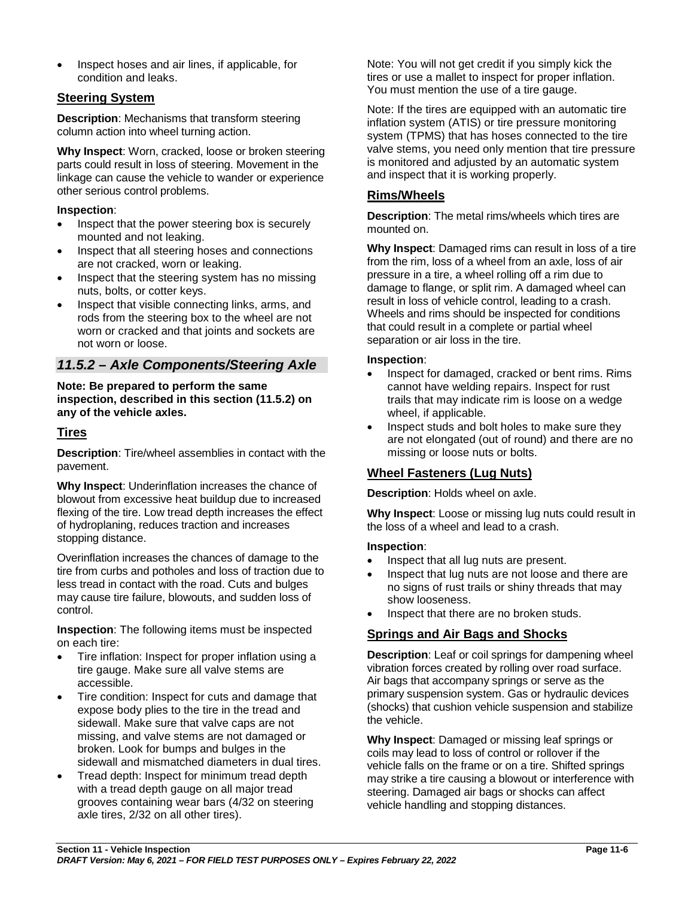- Inspect hoses and air lines, if applicable, for condition and leaks.

## Steering System

**Description**: Mechanisms that transform steering column action into wheel turning action.

**Why Inspect**: Worn, cracked, loose or broken steering parts could result in loss of steering. Movement in the linkage can cause the vehicle to wander or experience other serious control problems.

**Inspection**:

- Inspect that the power steering box is securely mounted and not leaking.
- Inspect that all steering hoses and connections are not cracked, worn or leaking.
- Inspect that the steering system has no missing nuts, bolts, or cotter keys.
- Inspect that visible connecting links, arms, and rods from the steering box to the wheel are not worn or cracked and that joints and sockets are not worn or loose.

# *11.5.2 – Axle Components/Steering Axle*

**Note: Be prepared to perform the same inspection, described in this section (11.5.2) on any of the vehicle axles.**

## Tires

**Description**: Tire/wheel assemblies in contact with the pavement.

**Why Inspect**: Underinflation increases the chance of blowout from excessive heat buildup due to increased flexing of the tire. Low tread depth increases the effect of hydroplaning, reduces traction and increases stopping distance.

Overinflation increases the chances of damage to the tire from curbs and potholes and loss of traction due to less tread in contact with the road. Cuts and bulges may cause tire failure, blowouts, and sudden loss of control.

**Inspection**: The following items must be inspected on each tire:

- Tire inflation: Inspect for proper inflation using a tire gauge. Make sure all valve stems are accessible.
- Tire condition: Inspect for cuts and damage that expose body plies to the tire in the tread and sidewall. Make sure that valve caps are not missing, and valve stems are not damaged or broken. Look for bumps and bulges in the sidewall and mismatched diameters in dual tires.
- Tread depth: Inspect for minimum tread depth with a tread depth gauge on all major tread grooves containing wear bars (4/32 on steering axle tires, 2/32 on all other tires).

Note: You will not get credit if you simply kick the tires or use a mallet to inspect for proper inflation. You must mention the use of a tire gauge.

Note: If the tires are equipped with an automatic tire inflation system (ATIS) or tire pressure monitoring system (TPMS) that has hoses connected to the tire valve stems, you need only mention that tire pressure is monitored and adjusted by an automatic system and inspect that it is working properly.

## Rims/Wheels

**Description**: The metal rims/wheels which tires are mounted on.

**Why Inspect**: Damaged rims can result in loss of a tire from the rim, loss of a wheel from an axle, loss of air pressure in a tire, a wheel rolling off a rim due to damage to flange, or split rim. A damaged wheel can result in loss of vehicle control, leading to a crash. Wheels and rims should be inspected for conditions that could result in a complete or partial wheel separation or air loss in the tire.

**Inspection**:

- Inspect for damaged, cracked or bent rims. Rims cannot have welding repairs. Inspect for rust trails that may indicate rim is loose on a wedge wheel, if applicable.
- Inspect studs and bolt holes to make sure they are not elongated (out of round) and there are no missing or loose nuts or bolts.

## Wheel Fasteners (Lug Nuts)

**Description**: Holds wheel on axle.

**Why Inspect**: Loose or missing lug nuts could result in the loss of a wheel and lead to a crash.

**Inspection**:

- Inspect that all lug nuts are present.
- Inspect that lug nuts are not loose and there are no signs of rust trails or shiny threads that may show looseness.
- Inspect that there are no broken studs.

## Springs and Air Bags and Shocks

**Description**: Leaf or coil springs for dampening wheel vibration forces created by rolling over road surface. Air bags that accompany springs or serve as the primary suspension system. Gas or hydraulic devices (shocks) that cushion vehicle suspension and stabilize the vehicle.

**Why Inspect**: Damaged or missing leaf springs or coils may lead to loss of control or rollover if the vehicle falls on the frame or on a tire. Shifted springs may strike a tire causing a blowout or interference with steering. Damaged air bags or shocks can affect vehicle handling and stopping distances.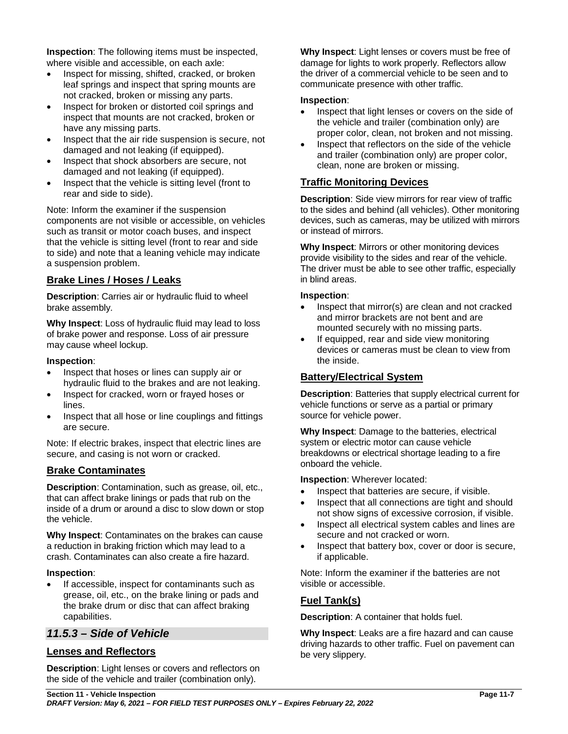**Inspection**: The following items must be inspected, where visible and accessible, on each axle:

- Inspect for missing, shifted, cracked, or broken leaf springs and inspect that spring mounts are not cracked, broken or missing any parts.
- Inspect for broken or distorted coil springs and inspect that mounts are not cracked, broken or have any missing parts.
- Inspect that the air ride suspension is secure, not damaged and not leaking (if equipped).
- Inspect that shock absorbers are secure, not damaged and not leaking (if equipped).
- Inspect that the vehicle is sitting level (front to rear and side to side).

Note: Inform the examiner if the suspension components are not visible or accessible, on vehicles such as transit or motor coach buses, and inspect that the vehicle is sitting level (front to rear and side to side) and note that a leaning vehicle may indicate a suspension problem.

## Brake Lines / Hoses / Leaks

**Description**: Carries air or hydraulic fluid to wheel brake assembly.

**Why Inspect**: Loss of hydraulic fluid may lead to loss of brake power and response. Loss of air pressure may cause wheel lockup.

**Inspection**:

- Inspect that hoses or lines can supply air or hydraulic fluid to the brakes and are not leaking.
- Inspect for cracked, worn or frayed hoses or lines.
- Inspect that all hose or line couplings and fittings are secure.

Note: If electric brakes, inspect that electric lines are secure, and casing is not worn or cracked.

## Brake Contaminates

**Description**: Contamination, such as grease, oil, etc., that can affect brake linings or pads that rub on the inside of a drum or around a disc to slow down or stop the vehicle.

**Why Inspect**: Contaminates on the brakes can cause a reduction in braking friction which may lead to a crash. Contaminates can also create a fire hazard.

**Inspection**:

- If accessible, inspect for contaminants such as grease, oil, etc., on the brake lining or pads and the brake drum or disc that can affect braking capabilities.

# *11.5.3 – Side of Vehicle*

## Lenses and Reflectors

**Description**: Light lenses or covers and reflectors on the side of the vehicle and trailer (combination only).

**Why Inspect**: Light lenses or covers must be free of damage for lights to work properly. Reflectors allow the driver of a commercial vehicle to be seen and to communicate presence with other traffic.

**Inspection**:

- Inspect that light lenses or covers on the side of the vehicle and trailer (combination only) are proper color, clean, not broken and not missing.
- Inspect that reflectors on the side of the vehicle and trailer (combination only) are proper color, clean, none are broken or missing.

## Traffic Monitoring Devices

**Description**: Side view mirrors for rear view of traffic to the sides and behind (all vehicles). Other monitoring devices, such as cameras, may be utilized with mirrors or instead of mirrors.

**Why Inspect**: Mirrors or other monitoring devices provide visibility to the sides and rear of the vehicle. The driver must be able to see other traffic, especially in blind areas.

**Inspection**:

- Inspect that mirror(s) are clean and not cracked and mirror brackets are not bent and are mounted securely with no missing parts.
- If equipped, rear and side view monitoring devices or cameras must be clean to view from the inside.

## Battery/Electrical System

**Description**: Batteries that supply electrical current for vehicle functions or serve as a partial or primary source for vehicle power.

**Why Inspect**: Damage to the batteries, electrical system or electric motor can cause vehicle breakdowns or electrical shortage leading to a fire onboard the vehicle.

**Inspection**: Wherever located:

- Inspect that batteries are secure, if visible.
- Inspect that all connections are tight and should not show signs of excessive corrosion, if visible.
- Inspect all electrical system cables and lines are secure and not cracked or worn.
- Inspect that battery box, cover or door is secure, if applicable.

Note: Inform the examiner if the batteries are not visible or accessible.

## Fuel Tank(s)

**Description**: A container that holds fuel.

**Why Inspect**: Leaks are a fire hazard and can cause driving hazards to other traffic. Fuel on pavement can be very slippery.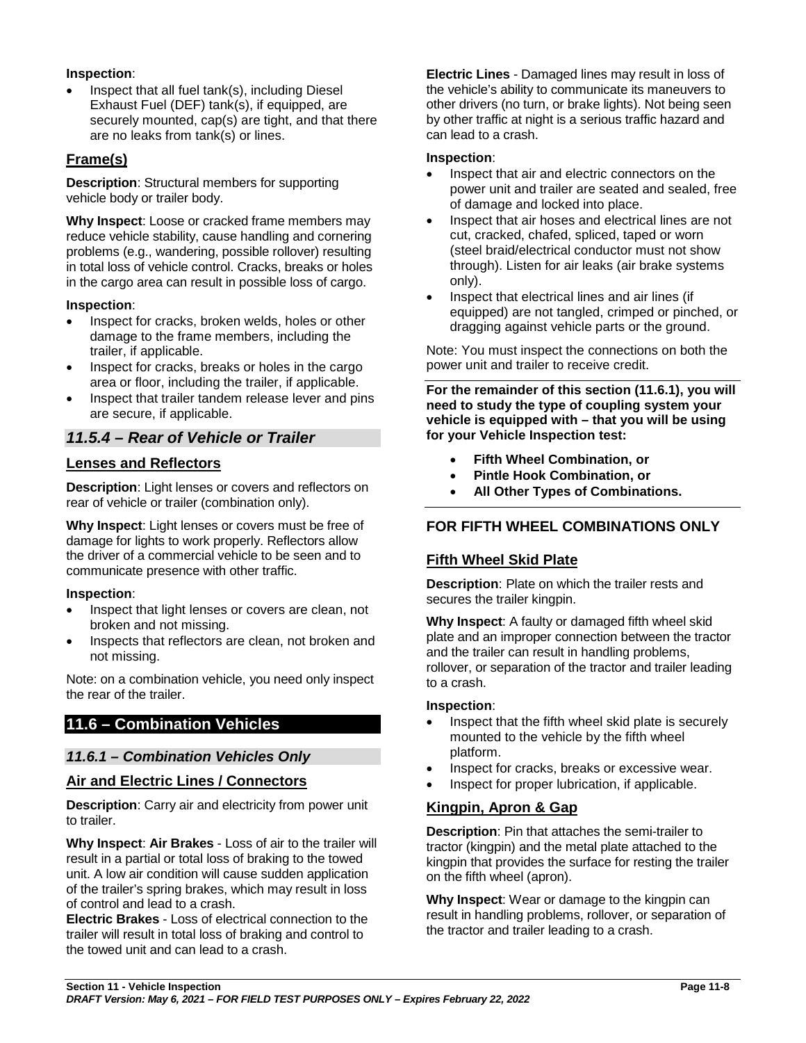**Inspection**:

- Inspect that all fuel tank(s), including Diesel Exhaust Fuel (DEF) tank(s), if equipped, are securely mounted, cap(s) are tight, and that there are no leaks from tank(s) or lines.

### Frame(s)

**Description**: Structural members for supporting vehicle body or trailer body.

**Why Inspect**: Loose or cracked frame members may reduce vehicle stability, cause handling and cornering problems (e.g., wandering, possible rollover) resulting in total loss of vehicle control. Cracks, breaks or holes in the cargo area can result in possible loss of cargo.

**Inspection**:

- Inspect for cracks, broken welds, holes or other damage to the frame members, including the trailer, if applicable.
- Inspect for cracks, breaks or holes in the cargo area or floor, including the trailer, if applicable.
- Inspect that trailer tandem release lever and pins are secure, if applicable.

## *11.5.4 – Rear of Vehicle or Trailer*

### Lenses and Reflectors

**Description**: Light lenses or covers and reflectors on rear of vehicle or trailer (combination only).

**Why Inspect**: Light lenses or covers must be free of damage for lights to work properly. Reflectors allow the driver of a commercial vehicle to be seen and to communicate presence with other traffic.

**Inspection**:

- Inspect that light lenses or covers are clean, not broken and not missing.
- Inspects that reflectors are clean, not broken and not missing.

Note: on a combination vehicle, you need only inspect the rear of the trailer.

# 11.6 – Combination Vehicles

## *11.6.1 – Combination Vehicles Only*

### Air and Electric Lines / Connectors

**Description**: Carry air and electricity from power unit to trailer.

**Why Inspect**: **Air Brakes** - Loss of air to the trailer will result in a partial or total loss of braking to the towed unit. A low air condition will cause sudden application of the trailer's spring brakes, which may result in loss of control and lead to a crash.
**Electric Brakes** - Loss of electrical connection to the trailer will result in total loss of braking and control to the towed unit and can lead to a crash.

**Electric Lines** - Damaged lines may result in loss of the vehicle's ability to communicate its maneuvers to other drivers (no turn, or brake lights). Not being seen by other traffic at night is a serious traffic hazard and can lead to a crash.

**Inspection**:

- Inspect that air and electric connectors on the power unit and trailer are seated and sealed, free of damage and locked into place.
- Inspect that air hoses and electrical lines are not cut, cracked, chafed, spliced, taped or worn (steel braid/electrical conductor must not show through). Listen for air leaks (air brake systems only).
- Inspect that electrical lines and air lines (if equipped) are not tangled, crimped or pinched, or dragging against vehicle parts or the ground.

Note: You must inspect the connections on both the power unit and trailer to receive credit.

**For the remainder of this section (11.6.1), you will need to study the type of coupling system your vehicle is equipped with – that you will be using for your Vehicle Inspection test:**

- **Fifth Wheel Combination, or**
- **Pintle Hook Combination, or**
- **All Other Types of Combinations.**

### FOR FIFTH WHEEL COMBINATIONS ONLY

### Fifth Wheel Skid Plate

**Description**: Plate on which the trailer rests and secures the trailer kingpin.

**Why Inspect**: A faulty or damaged fifth wheel skid plate and an improper connection between the tractor and the trailer can result in handling problems, rollover, or separation of the tractor and trailer leading to a crash.

**Inspection**:

- Inspect that the fifth wheel skid plate is securely mounted to the vehicle by the fifth wheel platform.
- Inspect for cracks, breaks or excessive wear.
- Inspect for proper lubrication, if applicable.

### Kingpin, Apron & Gap

**Description**: Pin that attaches the semi-trailer to tractor (kingpin) and the metal plate attached to the kingpin that provides the surface for resting the trailer on the fifth wheel (apron).

**Why Inspect**: Wear or damage to the kingpin can result in handling problems, rollover, or separation of the tractor and trailer leading to a crash.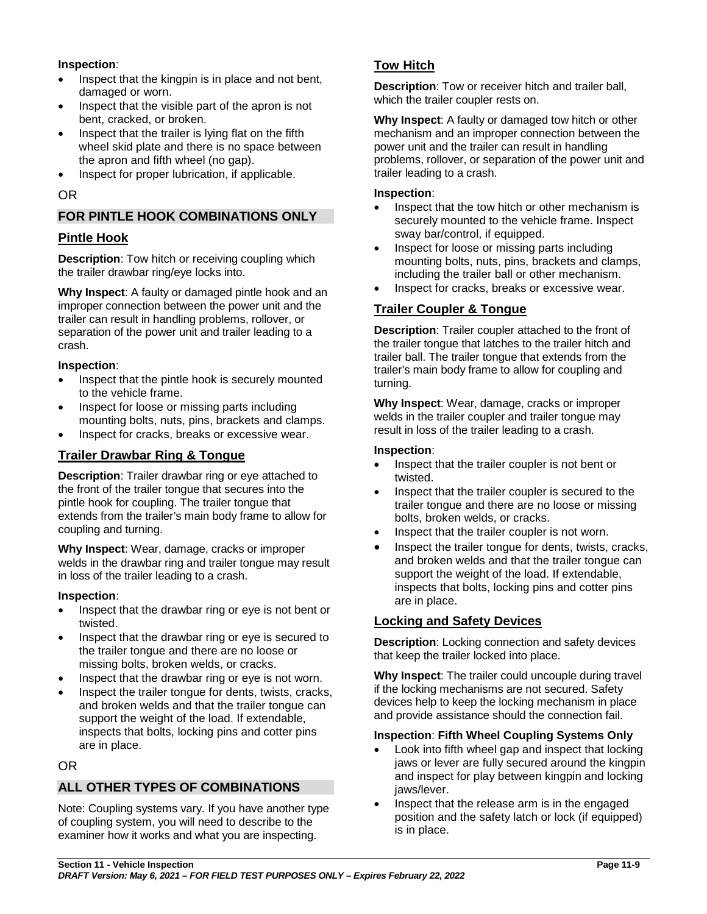**Inspection**:

- Inspect that the kingpin is in place and not bent, damaged or worn.
- Inspect that the visible part of the apron is not bent, cracked, or broken.
- Inspect that the trailer is lying flat on the fifth wheel skid plate and there is no space between the apron and fifth wheel (no gap).
- Inspect for proper lubrication, if applicable.

OR

## FOR PINTLE HOOK COMBINATIONS ONLY

### Pintle Hook

**Description**: Tow hitch or receiving coupling which the trailer drawbar ring/eye locks into.

**Why Inspect**: A faulty or damaged pintle hook and an improper connection between the power unit and the trailer can result in handling problems, rollover, or separation of the power unit and trailer leading to a crash.

**Inspection**:

- Inspect that the pintle hook is securely mounted to the vehicle frame.
- Inspect for loose or missing parts including mounting bolts, nuts, pins, brackets and clamps.
- Inspect for cracks, breaks or excessive wear.

### Trailer Drawbar Ring & Tongue

**Description**: Trailer drawbar ring or eye attached to the front of the trailer tongue that secures into the pintle hook for coupling. The trailer tongue that extends from the trailer's main body frame to allow for coupling and turning.

**Why Inspect**: Wear, damage, cracks or improper welds in the drawbar ring and trailer tongue may result in loss of the trailer leading to a crash.

**Inspection**:

- Inspect that the drawbar ring or eye is not bent or twisted.
- Inspect that the drawbar ring or eye is secured to the trailer tongue and there are no loose or missing bolts, broken welds, or cracks.
- Inspect that the drawbar ring or eye is not worn.
- Inspect the trailer tongue for dents, twists, cracks, and broken welds and that the trailer tongue can support the weight of the load. If extendable, inspects that bolts, locking pins and cotter pins are in place.

OR

## ALL OTHER TYPES OF COMBINATIONS

Note: Coupling systems vary. If you have another type of coupling system, you will need to describe to the examiner how it works and what you are inspecting.

### Tow Hitch

**Description**: Tow or receiver hitch and trailer ball, which the trailer coupler rests on.

**Why Inspect**: A faulty or damaged tow hitch or other mechanism and an improper connection between the power unit and the trailer can result in handling problems, rollover, or separation of the power unit and trailer leading to a crash.

**Inspection**:

- Inspect that the tow hitch or other mechanism is securely mounted to the vehicle frame. Inspect sway bar/control, if equipped.
- Inspect for loose or missing parts including mounting bolts, nuts, pins, brackets and clamps, including the trailer ball or other mechanism.
- Inspect for cracks, breaks or excessive wear.

### Trailer Coupler & Tongue

**Description**: Trailer coupler attached to the front of the trailer tongue that latches to the trailer hitch and trailer ball. The trailer tongue that extends from the trailer's main body frame to allow for coupling and turning.

**Why Inspect**: Wear, damage, cracks or improper welds in the trailer coupler and trailer tongue may result in loss of the trailer leading to a crash.

**Inspection**:

- Inspect that the trailer coupler is not bent or twisted.
- Inspect that the trailer coupler is secured to the trailer tongue and there are no loose or missing bolts, broken welds, or cracks.
- Inspect that the trailer coupler is not worn.
- Inspect the trailer tongue for dents, twists, cracks, and broken welds and that the trailer tongue can support the weight of the load. If extendable, inspects that bolts, locking pins and cotter pins are in place.

### Locking and Safety Devices

**Description**: Locking connection and safety devices that keep the trailer locked into place.

**Why Inspect**: The trailer could uncouple during travel if the locking mechanisms are not secured. Safety devices help to keep the locking mechanism in place and provide assistance should the connection fail.

**Inspection**: **Fifth Wheel Coupling Systems Only**

- Look into fifth wheel gap and inspect that locking jaws or lever are fully secured around the kingpin and inspect for play between kingpin and locking jaws/lever.
- Inspect that the release arm is in the engaged position and the safety latch or lock (if equipped) is in place.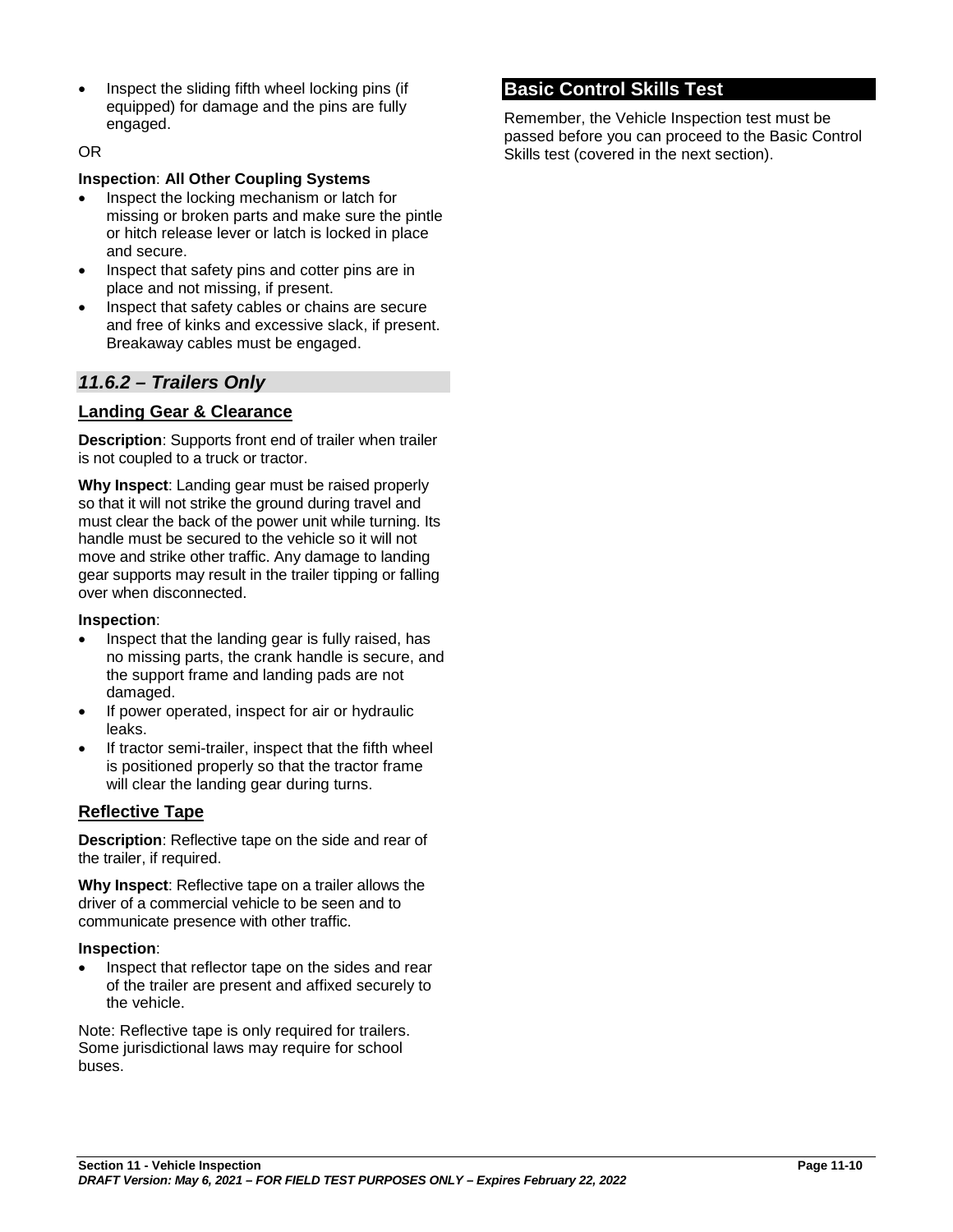- Inspect the sliding fifth wheel locking pins (if equipped) for damage and the pins are fully engaged.

OR

**Inspection**: **All Other Coupling Systems**

- Inspect the locking mechanism or latch for missing or broken parts and make sure the pintle or hitch release lever or latch is locked in place and secure.
- Inspect that safety pins and cotter pins are in place and not missing, if present.
- Inspect that safety cables or chains are secure and free of kinks and excessive slack, if present. Breakaway cables must be engaged.

### *11.6.2 – Trailers Only*

#### Landing Gear & Clearance

**Description**: Supports front end of trailer when trailer is not coupled to a truck or tractor.

**Why Inspect**: Landing gear must be raised properly so that it will not strike the ground during travel and must clear the back of the power unit while turning. Its handle must be secured to the vehicle so it will not move and strike other traffic. Any damage to landing gear supports may result in the trailer tipping or falling over when disconnected.

**Inspection**:

- Inspect that the landing gear is fully raised, has no missing parts, the crank handle is secure, and the support frame and landing pads are not damaged.
- If power operated, inspect for air or hydraulic leaks.
- If tractor semi-trailer, inspect that the fifth wheel is positioned properly so that the tractor frame will clear the landing gear during turns.

#### Reflective Tape

**Description**: Reflective tape on the side and rear of the trailer, if required.

**Why Inspect**: Reflective tape on a trailer allows the driver of a commercial vehicle to be seen and to communicate presence with other traffic.

**Inspection**:

- Inspect that reflector tape on the sides and rear of the trailer are present and affixed securely to the vehicle.

Note: Reflective tape is only required for trailers. Some jurisdictional laws may require for school buses.

## Basic Control Skills Test

Remember, the Vehicle Inspection test must be passed before you can proceed to the Basic Control Skills test (covered in the next section).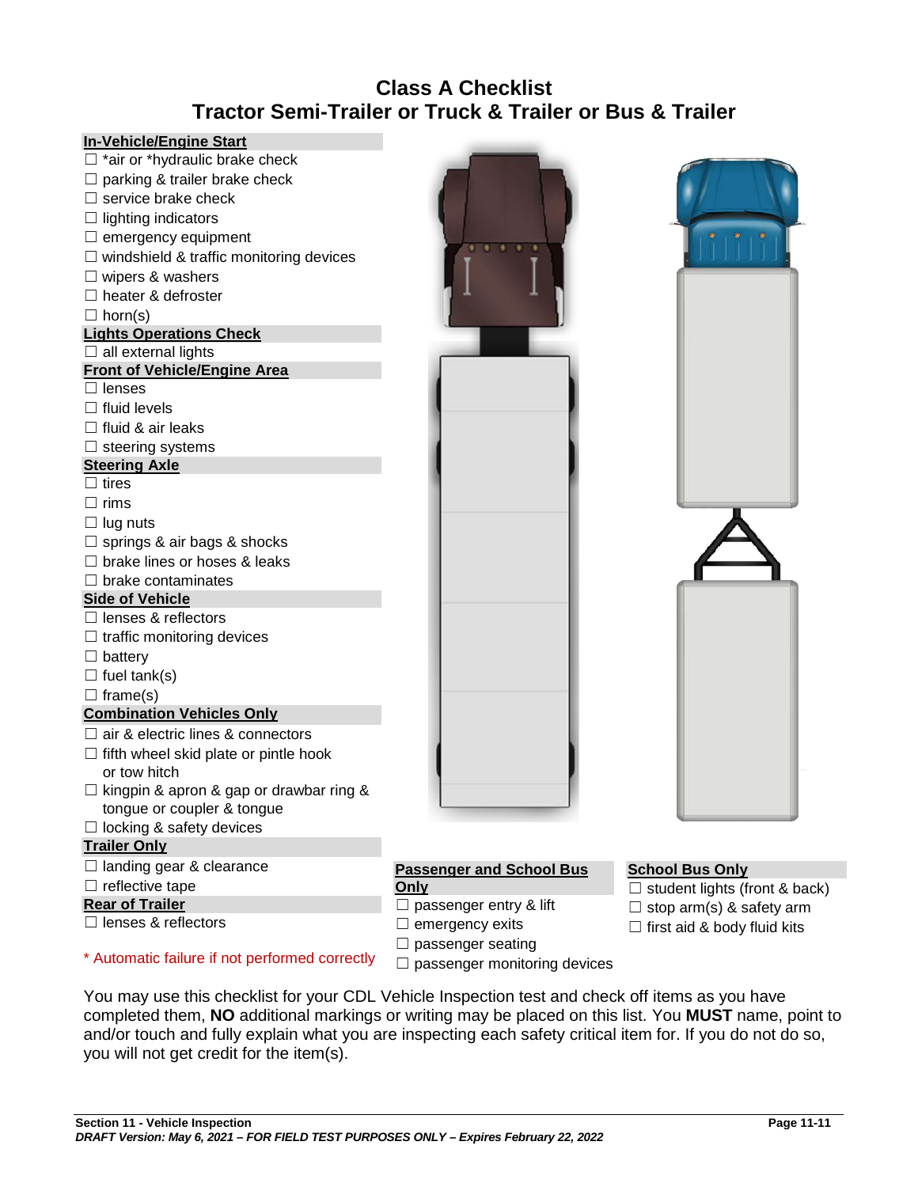# Class A Checklist
## Tractor Semi-Trailer or Truck & Trailer or Bus & Trailer

**In-Vehicle/Engine Start**

- ☐ *air or *hydraulic brake check
- ☐ parking & trailer brake check
- ☐ service brake check
- ☐ lighting indicators
- ☐ emergency equipment
- ☐ windshield & traffic monitoring devices
- ☐ wipers & washers
- ☐ heater & defroster
- ☐ horn(s)

**Lights Operations Check**

- ☐ all external lights

**Front of Vehicle/Engine Area**

- ☐ lenses
- ☐ fluid levels
- ☐ fluid & air leaks
- ☐ steering systems

**Steering Axle**

- ☐ tires
- ☐ rims
- ☐ lug nuts
- ☐ springs & air bags & shocks
- ☐ brake lines or hoses & leaks
- ☐ brake contaminates

**Side of Vehicle**

- ☐ lenses & reflectors
- ☐ traffic monitoring devices
- ☐ battery
- ☐ fuel tank(s)
- ☐ frame(s)

**Combination Vehicles Only**

- ☐ air & electric lines & connectors
- ☐ fifth wheel skid plate or pintle hook or tow hitch
- ☐ kingpin & apron & gap or drawbar ring & tongue or coupler & tongue
- ☐ locking & safety devices

**Trailer Only**

- ☐ landing gear & clearance
- ☐ reflective tape

**Rear of Trailer**

- ☐ lenses & reflectors

* Automatic failure if not performed correctly

**Passenger and School Bus Only**

- ☐ passenger entry & lift
- ☐ emergency exits
- ☐ passenger seating
- ☐ passenger monitoring devices

**School Bus Only**

- ☐ student lights (front & back)
- ☐ stop arm(s) & safety arm
- ☐ first aid & body fluid kits

You may use this checklist for your CDL Vehicle Inspection test and check off items as you have completed them, **NO** additional markings or writing may be placed on this list. You **MUST** name, point to and/or touch and fully explain what you are inspecting each safety critical item for. If you do not do so, you will not get credit for the item(s).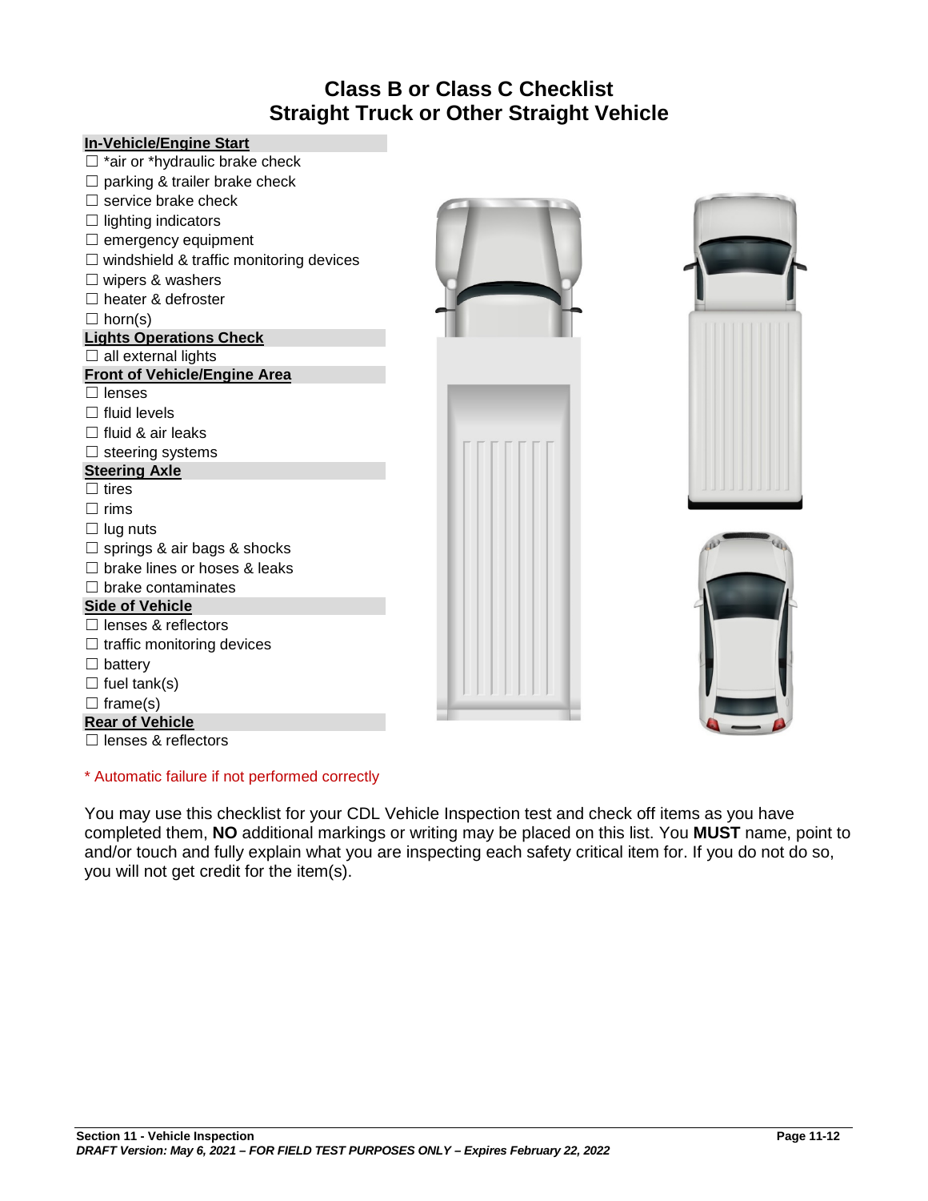# Class B or Class C Checklist
# Straight Truck or Other Straight Vehicle

**In-Vehicle/Engine Start**

- ☐ *air or *hydraulic brake check
- ☐ parking & trailer brake check
- ☐ service brake check
- ☐ lighting indicators
- ☐ emergency equipment
- ☐ windshield & traffic monitoring devices
- ☐ wipers & washers
- ☐ heater & defroster
- ☐ horn(s)

**Lights Operations Check**

- ☐ all external lights

**Front of Vehicle/Engine Area**

- ☐ lenses
- ☐ fluid levels
- ☐ fluid & air leaks
- ☐ steering systems

**Steering Axle**

- ☐ tires
- ☐ rims
- ☐ lug nuts
- ☐ springs & air bags & shocks
- ☐ brake lines or hoses & leaks
- ☐ brake contaminates

**Side of Vehicle**

- ☐ lenses & reflectors
- ☐ traffic monitoring devices
- ☐ battery
- ☐ fuel tank(s)
- ☐ frame(s)

**Rear of Vehicle**

- ☐ lenses & reflectors

* Automatic failure if not performed correctly

You may use this checklist for your CDL Vehicle Inspection test and check off items as you have completed them, **NO** additional markings or writing may be placed on this list. You **MUST** name, point to and/or touch and fully explain what you are inspecting each safety critical item for. If you do not do so, you will not get credit for the item(s).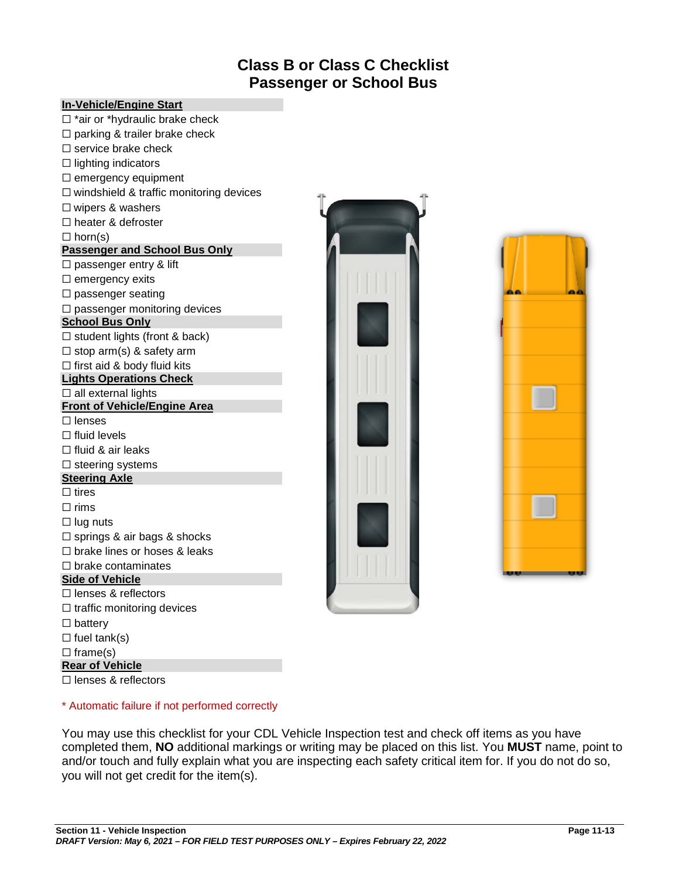# Class B or Class C Checklist
## Passenger or School Bus

### In-Vehicle/Engine Start

☐ *air or *hydraulic brake check
☐ parking & trailer brake check
☐ service brake check
☐ lighting indicators
☐ emergency equipment
☐ windshield & traffic monitoring devices
☐ wipers & washers
☐ heater & defroster
☐ horn(s)

### Passenger and School Bus Only

☐ passenger entry & lift
☐ emergency exits
☐ passenger seating
☐ passenger monitoring devices

### School Bus Only

☐ student lights (front & back)
☐ stop arm(s) & safety arm
☐ first aid & body fluid kits

### Lights Operations Check

☐ all external lights

### Front of Vehicle/Engine Area

☐ lenses
☐ fluid levels
☐ fluid & air leaks
☐ steering systems

### Steering Axle

☐ tires
☐ rims
☐ lug nuts
☐ springs & air bags & shocks
☐ brake lines or hoses & leaks
☐ brake contaminates

### Side of Vehicle

☐ lenses & reflectors
☐ traffic monitoring devices
☐ battery
☐ fuel tank(s)
☐ frame(s)

### Rear of Vehicle

☐ lenses & reflectors

* Automatic failure if not performed correctly

You may use this checklist for your CDL Vehicle Inspection test and check off items as you have completed them, **NO** additional markings or writing may be placed on this list. You **MUST** name, point to and/or touch and fully explain what you are inspecting each safety critical item for. If you do not do so, you will not get credit for the item(s).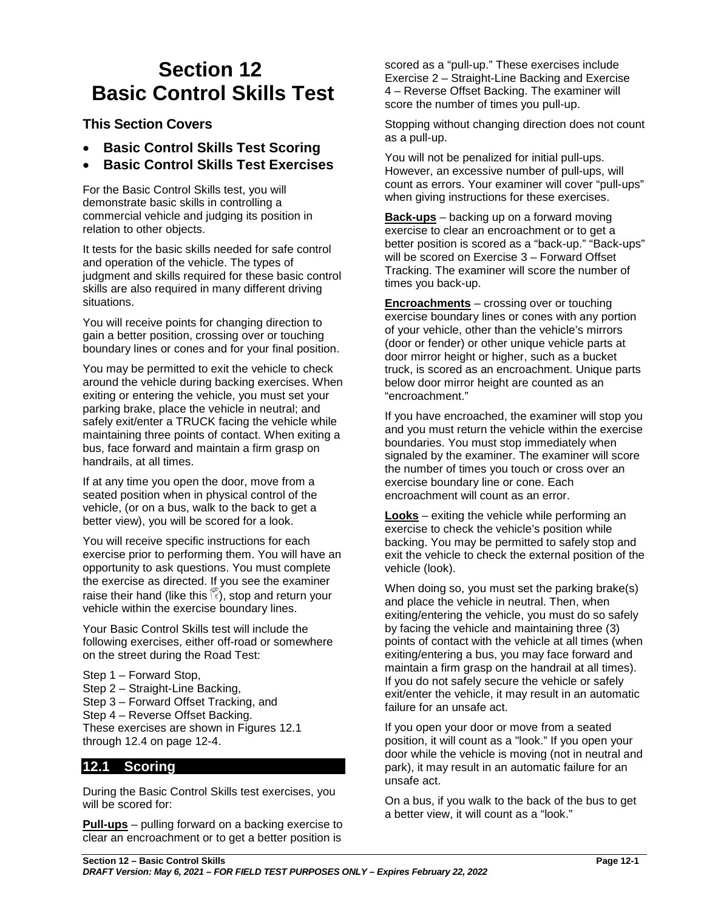# Section 12
# Basic Control Skills Test

### This Section Covers

- **Basic Control Skills Test Scoring**
- **Basic Control Skills Test Exercises**

For the Basic Control Skills test, you will demonstrate basic skills in controlling a commercial vehicle and judging its position in relation to other objects.

It tests for the basic skills needed for safe control and operation of the vehicle. The types of judgment and skills required for these basic control skills are also required in many different driving situations.

You will receive points for changing direction to gain a better position, crossing over or touching boundary lines or cones and for your final position.

You may be permitted to exit the vehicle to check around the vehicle during backing exercises. When exiting or entering the vehicle, you must set your parking brake, place the vehicle in neutral; and safely exit/enter a TRUCK facing the vehicle while maintaining three points of contact. When exiting a bus, face forward and maintain a firm grasp on handrails, at all times.

If at any time you open the door, move from a seated position when in physical control of the vehicle, (or on a bus, walk to the back to get a better view), you will be scored for a look.

You will receive specific instructions for each exercise prior to performing them. You will have an opportunity to ask questions. You must complete the exercise as directed. If you see the examiner raise their hand (like this ✋), stop and return your vehicle within the exercise boundary lines.

Your Basic Control Skills test will include the following exercises, either off-road or somewhere on the street during the Road Test:

Step 1 – Forward Stop,
Step 2 – Straight-Line Backing,
Step 3 – Forward Offset Tracking, and
Step 4 – Reverse Offset Backing.
These exercises are shown in Figures 12.1 through 12.4 on page 12-4.

## 12.1 Scoring

During the Basic Control Skills test exercises, you will be scored for:

**Pull-ups** – pulling forward on a backing exercise to clear an encroachment or to get a better position is scored as a "pull-up." These exercises include Exercise 2 – Straight-Line Backing and Exercise 4 – Reverse Offset Backing. The examiner will score the number of times you pull-up.

Stopping without changing direction does not count as a pull-up.

You will not be penalized for initial pull-ups. However, an excessive number of pull-ups, will count as errors. Your examiner will cover "pull-ups" when giving instructions for these exercises.

**Back-ups** – backing up on a forward moving exercise to clear an encroachment or to get a better position is scored as a "back-up." "Back-ups" will be scored on Exercise 3 – Forward Offset Tracking. The examiner will score the number of times you back-up.

**Encroachments** – crossing over or touching exercise boundary lines or cones with any portion of your vehicle, other than the vehicle's mirrors (door or fender) or other unique vehicle parts at door mirror height or higher, such as a bucket truck, is scored as an encroachment. Unique parts below door mirror height are counted as an "encroachment."

If you have encroached, the examiner will stop you and you must return the vehicle within the exercise boundaries. You must stop immediately when signaled by the examiner. The examiner will score the number of times you touch or cross over an exercise boundary line or cone. Each encroachment will count as an error.

**Looks** – exiting the vehicle while performing an exercise to check the vehicle's position while backing. You may be permitted to safely stop and exit the vehicle to check the external position of the vehicle (look).

When doing so, you must set the parking brake(s) and place the vehicle in neutral. Then, when exiting/entering the vehicle, you must do so safely by facing the vehicle and maintaining three (3) points of contact with the vehicle at all times (when exiting/entering a bus, you may face forward and maintain a firm grasp on the handrail at all times). If you do not safely secure the vehicle or safely exit/enter the vehicle, it may result in an automatic failure for an unsafe act.

If you open your door or move from a seated position, it will count as a "look." If you open your door while the vehicle is moving (not in neutral and park), it may result in an automatic failure for an unsafe act.

On a bus, if you walk to the back of the bus to get a better view, it will count as a "look."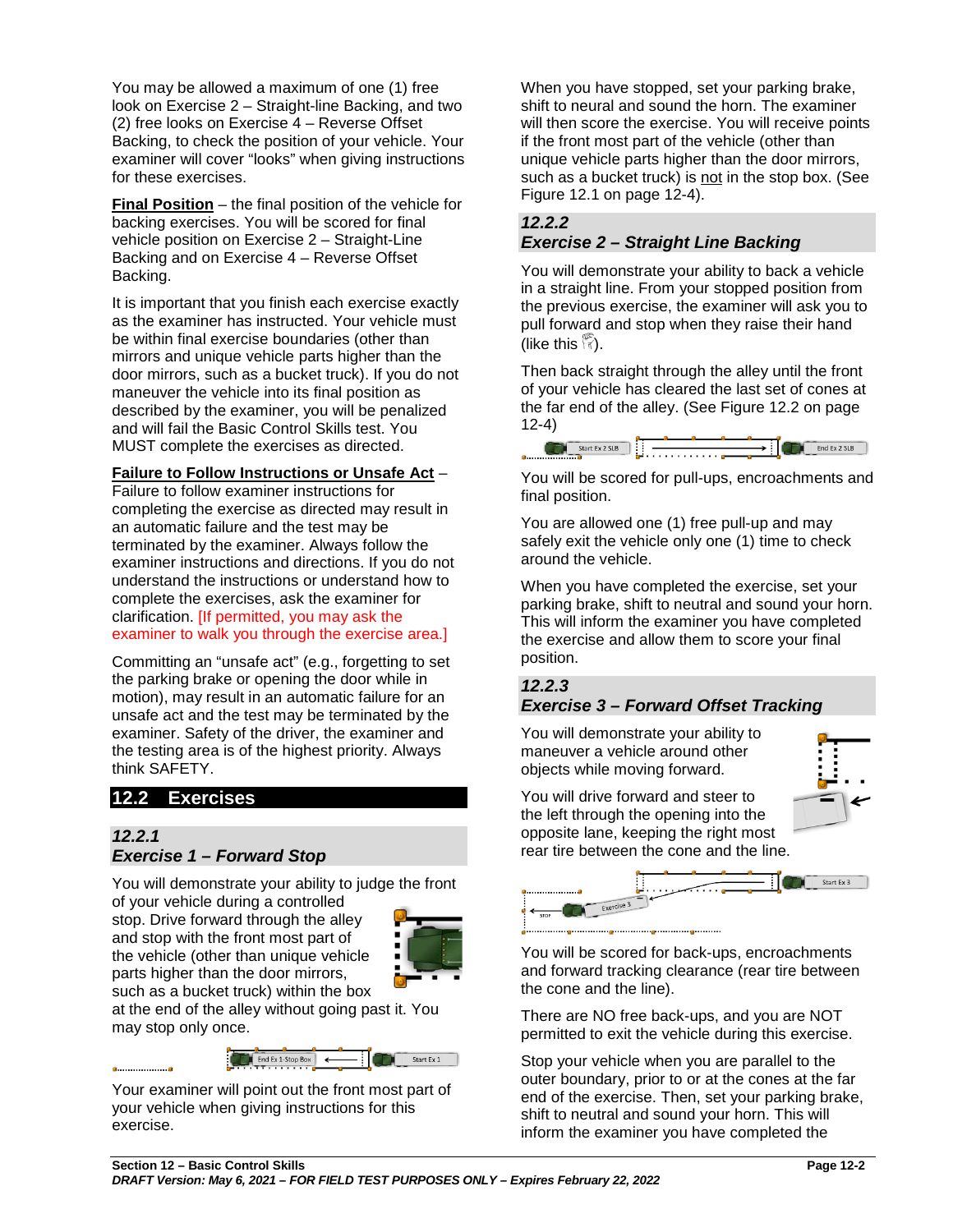You may be allowed a maximum of one (1) free look on Exercise 2 – Straight-line Backing, and two (2) free looks on Exercise 4 – Reverse Offset Backing, to check the position of your vehicle. Your examiner will cover "looks" when giving instructions for these exercises.

**Final Position** – the final position of the vehicle for backing exercises. You will be scored for final vehicle position on Exercise 2 – Straight-Line Backing and on Exercise 4 – Reverse Offset Backing.

It is important that you finish each exercise exactly as the examiner has instructed. Your vehicle must be within final exercise boundaries (other than mirrors and unique vehicle parts higher than the door mirrors, such as a bucket truck). If you do not maneuver the vehicle into its final position as described by the examiner, you will be penalized and will fail the Basic Control Skills test. You MUST complete the exercises as directed.

**Failure to Follow Instructions or Unsafe Act** – Failure to follow examiner instructions for completing the exercise as directed may result in an automatic failure and the test may be terminated by the examiner. Always follow the examiner instructions and directions. If you do not understand the instructions or understand how to complete the exercises, ask the examiner for clarification. [If permitted, you may ask the examiner to walk you through the exercise area.]

Committing an "unsafe act" (e.g., forgetting to set the parking brake or opening the door while in motion), may result in an automatic failure for an unsafe act and the test may be terminated by the examiner. Safety of the driver, the examiner and the testing area is of the highest priority. Always think SAFETY.

## 12.2 Exercises

### *12.2.1 Exercise 1 – Forward Stop*

You will demonstrate your ability to judge the front of your vehicle during a controlled stop. Drive forward through the alley and stop with the front most part of the vehicle (other than unique vehicle parts higher than the door mirrors, such as a bucket truck) within the box at the end of the alley without going past it. You may stop only once.

Your examiner will point out the front most part of your vehicle when giving instructions for this exercise.

When you have stopped, set your parking brake, shift to neural and sound the horn. The examiner will then score the exercise. You will receive points if the front most part of the vehicle (other than unique vehicle parts higher than the door mirrors, such as a bucket truck) is not in the stop box. (See Figure 12.1 on page 12-4).

### *12.2.2 Exercise 2 – Straight Line Backing*

You will demonstrate your ability to back a vehicle in a straight line. From your stopped position from the previous exercise, the examiner will ask you to pull forward and stop when they raise their hand (like this ✋).

Then back straight through the alley until the front of your vehicle has cleared the last set of cones at the far end of the alley. (See Figure 12.2 on page 12-4)

You will be scored for pull-ups, encroachments and final position.

You are allowed one (1) free pull-up and may safely exit the vehicle only one (1) time to check around the vehicle.

When you have completed the exercise, set your parking brake, shift to neutral and sound your horn. This will inform the examiner you have completed the exercise and allow them to score your final position.

### *12.2.3 Exercise 3 – Forward Offset Tracking*

You will demonstrate your ability to maneuver a vehicle around other objects while moving forward.

You will drive forward and steer to the left through the opening into the opposite lane, keeping the right most rear tire between the cone and the line.

You will be scored for back-ups, encroachments and forward tracking clearance (rear tire between the cone and the line).

There are NO free back-ups, and you are NOT permitted to exit the vehicle during this exercise.

Stop your vehicle when you are parallel to the outer boundary, prior to or at the cones at the far end of the exercise. Then, set your parking brake, shift to neutral and sound your horn. This will inform the examiner you have completed the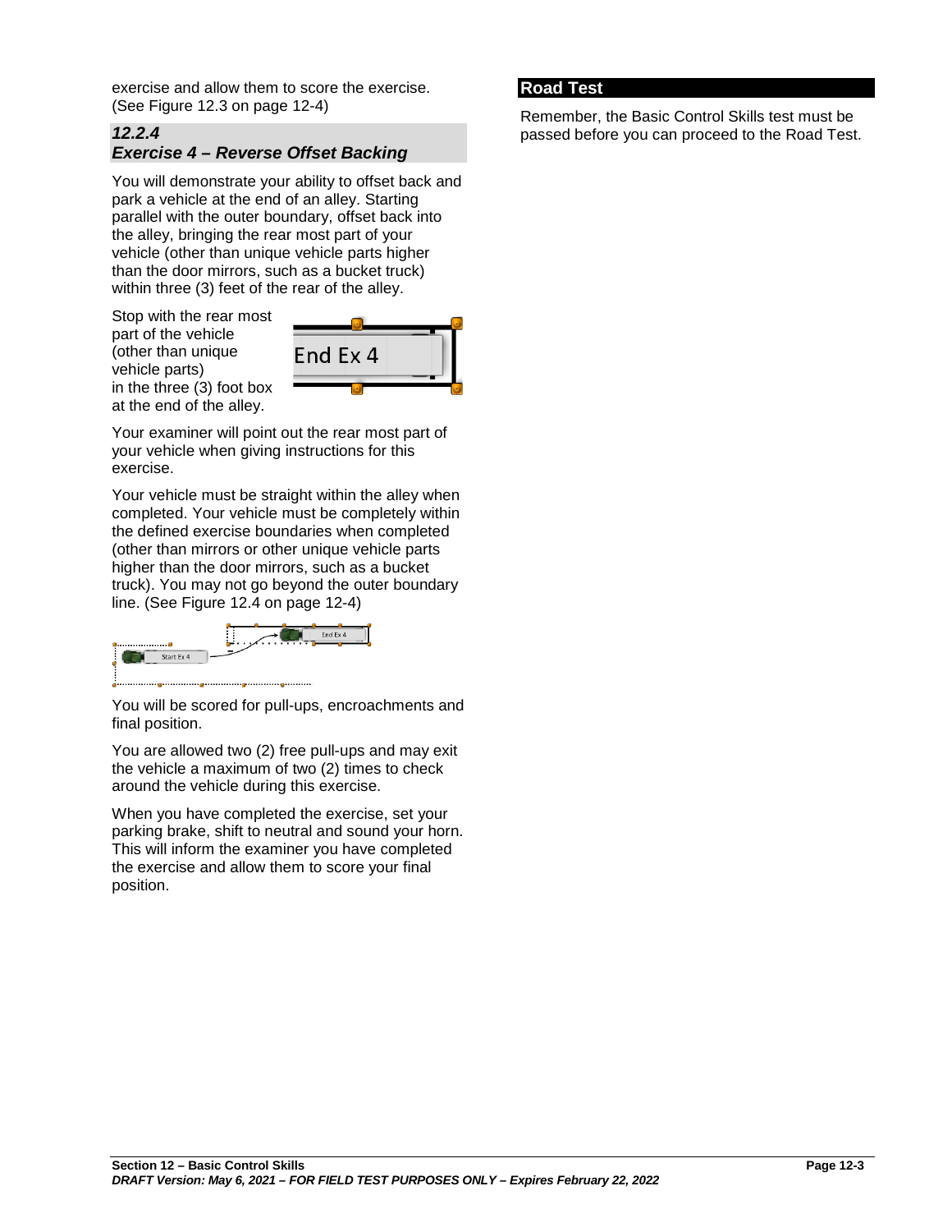exercise and allow them to score the exercise. (See Figure 12.3 on page 12-4)

### *12.2.4 Exercise 4 – Reverse Offset Backing*

You will demonstrate your ability to offset back and park a vehicle at the end of an alley. Starting parallel with the outer boundary, offset back into the alley, bringing the rear most part of your vehicle (other than unique vehicle parts higher than the door mirrors, such as a bucket truck) within three (3) feet of the rear of the alley.

Stop with the rear most part of the vehicle (other than unique vehicle parts) in the three (3) foot box at the end of the alley.

Your examiner will point out the rear most part of your vehicle when giving instructions for this exercise.

Your vehicle must be straight within the alley when completed. Your vehicle must be completely within the defined exercise boundaries when completed (other than mirrors or other unique vehicle parts higher than the door mirrors, such as a bucket truck). You may not go beyond the outer boundary line. (See Figure 12.4 on page 12-4)

You will be scored for pull-ups, encroachments and final position.

You are allowed two (2) free pull-ups and may exit the vehicle a maximum of two (2) times to check around the vehicle during this exercise.

When you have completed the exercise, set your parking brake, shift to neutral and sound your horn. This will inform the examiner you have completed the exercise and allow them to score your final position.

## Road Test

Remember, the Basic Control Skills test must be passed before you can proceed to the Road Test.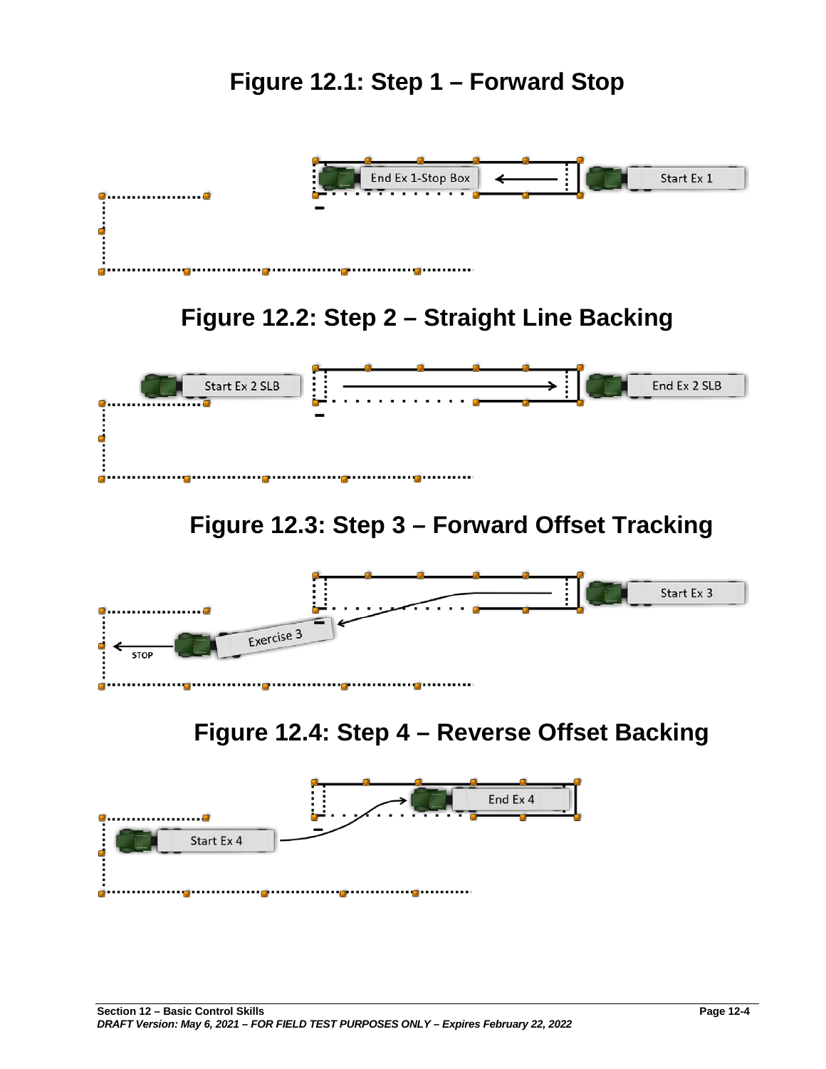## Figure 12.1: Step 1 – Forward Stop

## Figure 12.2: Step 2 – Straight Line Backing

## Figure 12.3: Step 3 – Forward Offset Tracking

## Figure 12.4: Step 4 – Reverse Offset Backing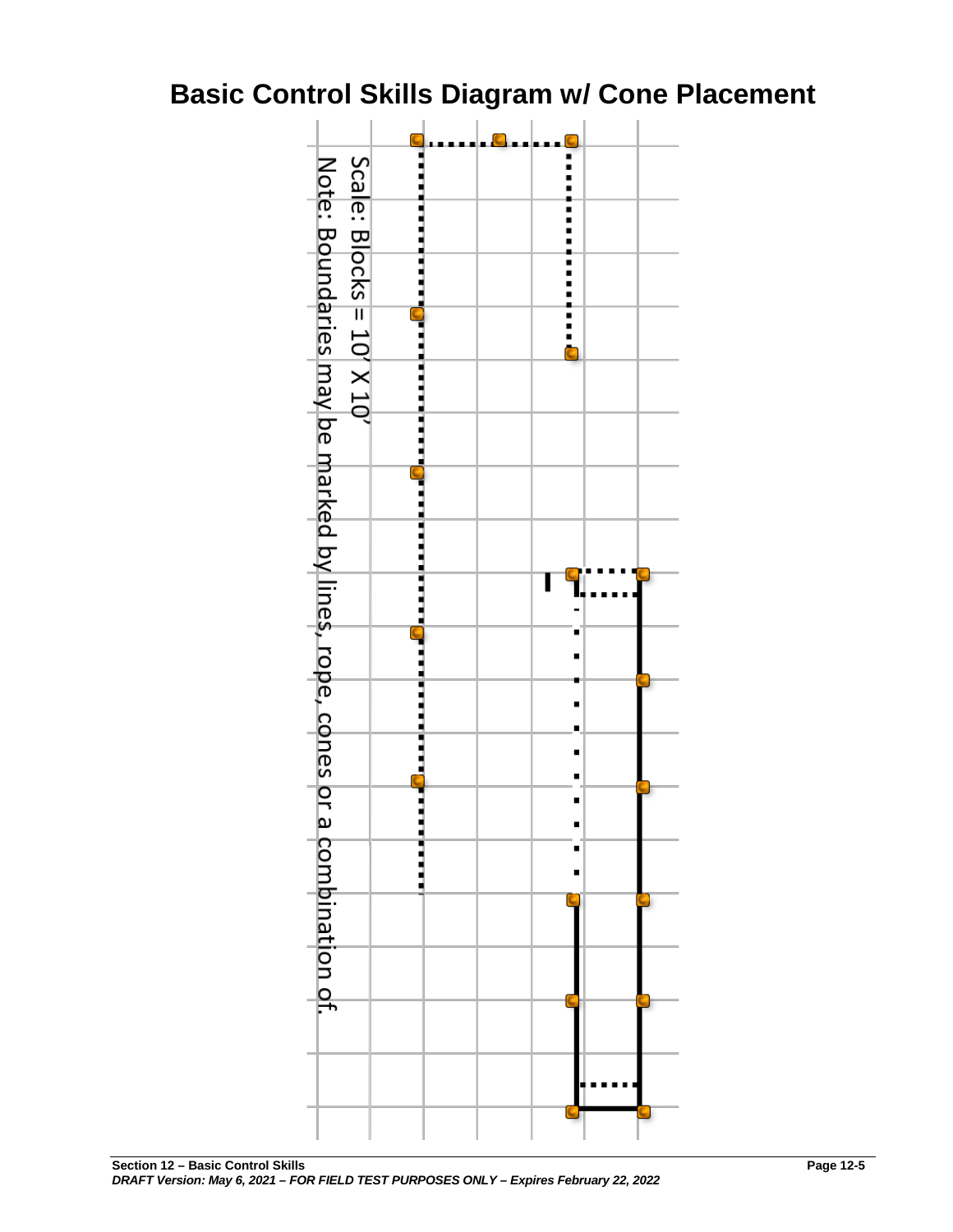# Basic Control Skills Diagram w/ Cone Placement

Scale: Blocks = 10' X 10'

Note: Boundaries may be marked by lines, rope, cones or a combination of.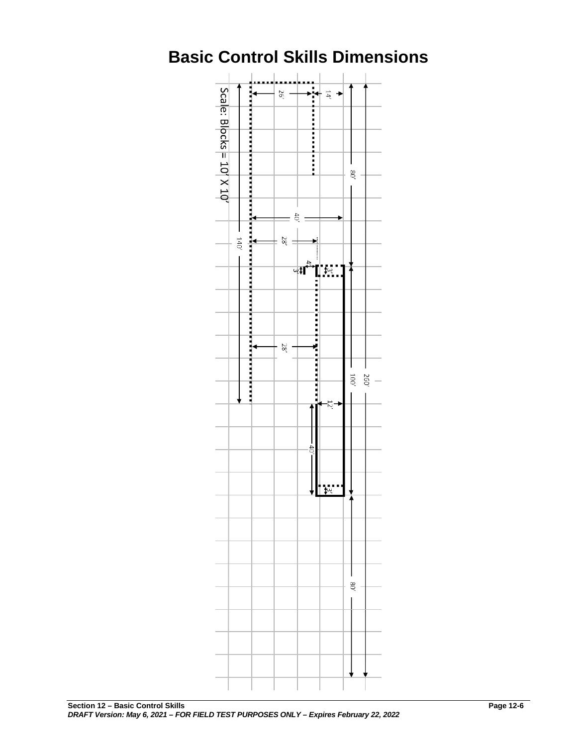# Basic Control Skills Dimensions

Scale: Blocks = 10' X 10'

26' 14' 80' 40' 28' 140' 4' 3' 3' 28' 100' 260' 12' 40' 3' 80'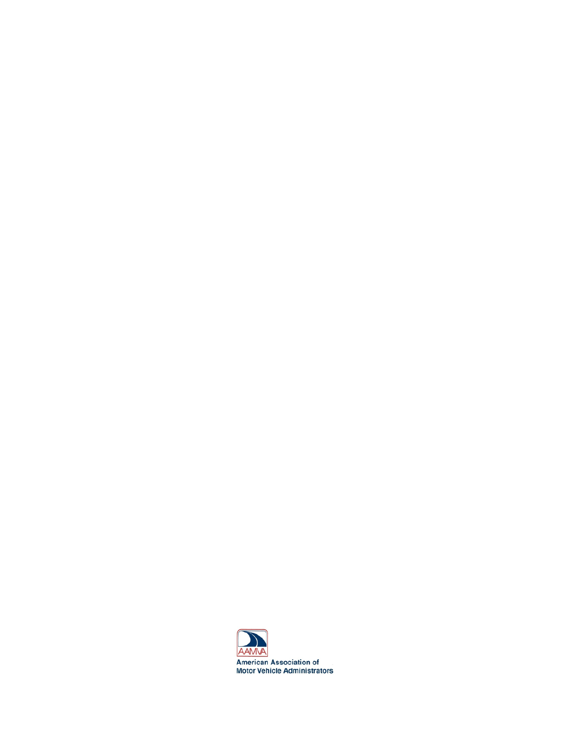American Association of
Motor Vehicle Administrators